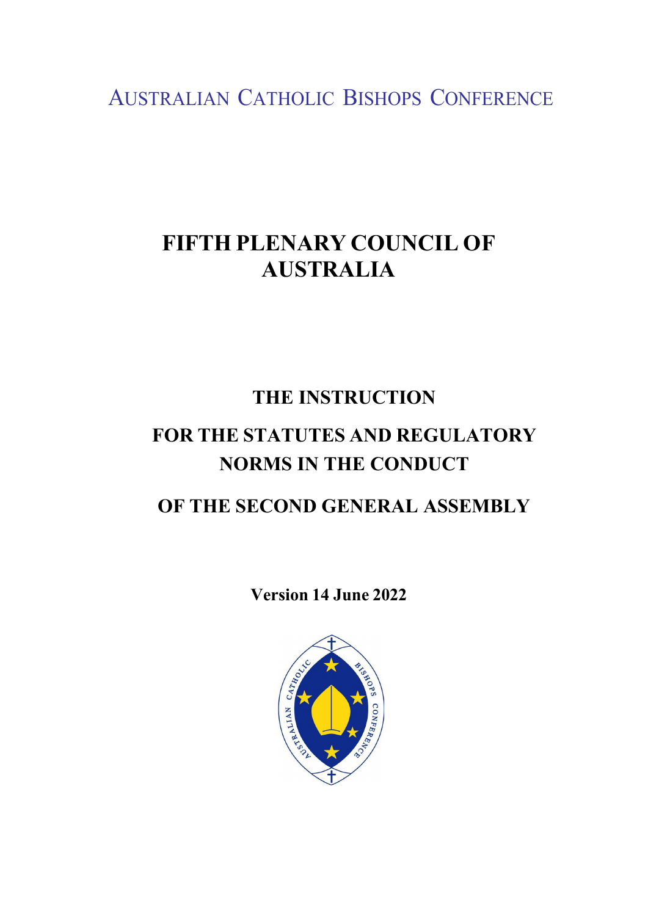AUSTRALIAN CATHOLIC BISHOPS CONFERENCE

# FIFTH PLENARY COUNCIL OF AUSTRALIA

## THE INSTRUCTION

## FOR THE STATUTES AND REGULATORY NORMS IN THE CONDUCT

## OF THE SECOND GENERAL ASSEMBLY

**Version 14 June 2022**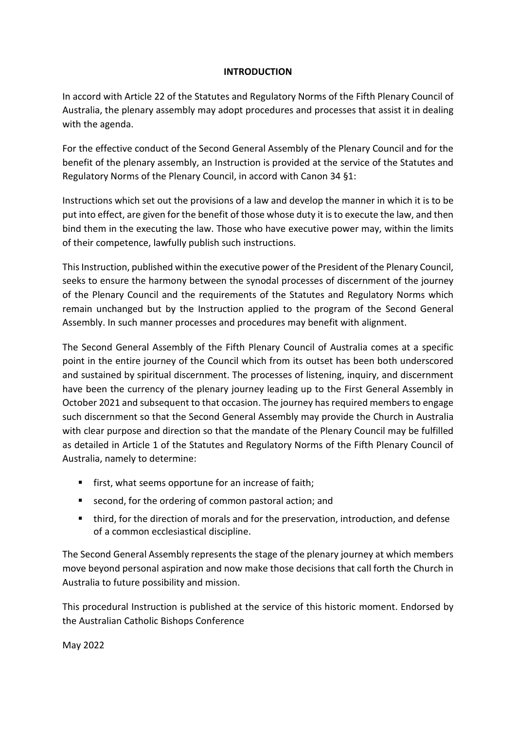## INTRODUCTION

In accord with Article 22 of the Statutes and Regulatory Norms of the Fifth Plenary Council of Australia, the plenary assembly may adopt procedures and processes that assist it in dealing with the agenda.

For the effective conduct of the Second General Assembly of the Plenary Council and for the benefit of the plenary assembly, an Instruction is provided at the service of the Statutes and Regulatory Norms of the Plenary Council, in accord with Canon 34 §1:

Instructions which set out the provisions of a law and develop the manner in which it is to be put into effect, are given for the benefit of those whose duty it is to execute the law, and then bind them in the executing the law. Those who have executive power may, within the limits of their competence, lawfully publish such instructions.

This Instruction, published within the executive power of the President of the Plenary Council, seeks to ensure the harmony between the synodal processes of discernment of the journey of the Plenary Council and the requirements of the Statutes and Regulatory Norms which remain unchanged but by the Instruction applied to the program of the Second General Assembly. In such manner processes and procedures may benefit with alignment.

The Second General Assembly of the Fifth Plenary Council of Australia comes at a specific point in the entire journey of the Council which from its outset has been both underscored and sustained by spiritual discernment. The processes of listening, inquiry, and discernment have been the currency of the plenary journey leading up to the First General Assembly in October 2021 and subsequent to that occasion. The journey has required members to engage such discernment so that the Second General Assembly may provide the Church in Australia with clear purpose and direction so that the mandate of the Plenary Council may be fulfilled as detailed in Article 1 of the Statutes and Regulatory Norms of the Fifth Plenary Council of Australia, namely to determine:

- first, what seems opportune for an increase of faith;
- second, for the ordering of common pastoral action; and
- third, for the direction of morals and for the preservation, introduction, and defense of a common ecclesiastical discipline.

The Second General Assembly represents the stage of the plenary journey at which members move beyond personal aspiration and now make those decisions that call forth the Church in Australia to future possibility and mission.

This procedural Instruction is published at the service of this historic moment. Endorsed by the Australian Catholic Bishops Conference

May 2022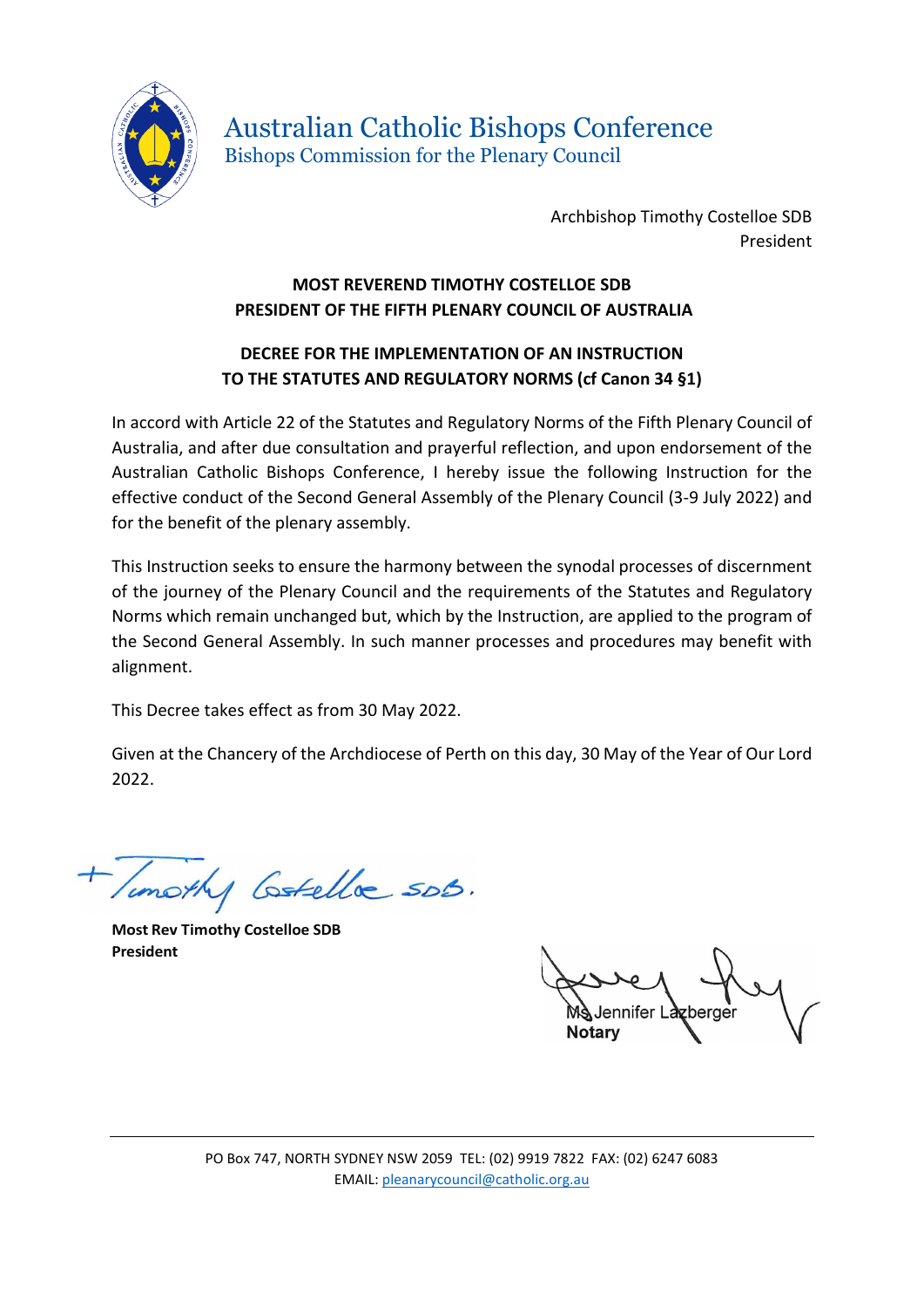Australian Catholic Bishops Conference
Bishops Commission for the Plenary Council

Archbishop Timothy Costelloe SDB
President

**MOST REVEREND TIMOTHY COSTELLOE SDB**
**PRESIDENT OF THE FIFTH PLENARY COUNCIL OF AUSTRALIA**

**DECREE FOR THE IMPLEMENTATION OF AN INSTRUCTION**
**TO THE STATUTES AND REGULATORY NORMS (cf Canon 34 §1)**

In accord with Article 22 of the Statutes and Regulatory Norms of the Fifth Plenary Council of Australia, and after due consultation and prayerful reflection, and upon endorsement of the Australian Catholic Bishops Conference, I hereby issue the following Instruction for the effective conduct of the Second General Assembly of the Plenary Council (3-9 July 2022) and for the benefit of the plenary assembly.

This Instruction seeks to ensure the harmony between the synodal processes of discernment of the journey of the Plenary Council and the requirements of the Statutes and Regulatory Norms which remain unchanged but, which by the Instruction, are applied to the program of the Second General Assembly. In such manner processes and procedures may benefit with alignment.

This Decree takes effect as from 30 May 2022.

Given at the Chancery of the Archdiocese of Perth on this day, 30 May of the Year of Our Lord 2022.

+Timothy Costelloe SDB.

**Most Rev Timothy Costelloe SDB**
**President**

Ms Jennifer Lazberger
**Notary**

PO Box 747, NORTH SYDNEY NSW 2059 TEL: (02) 9919 7822 FAX: (02) 6247 6083
EMAIL: pleanarycouncil@catholic.org.au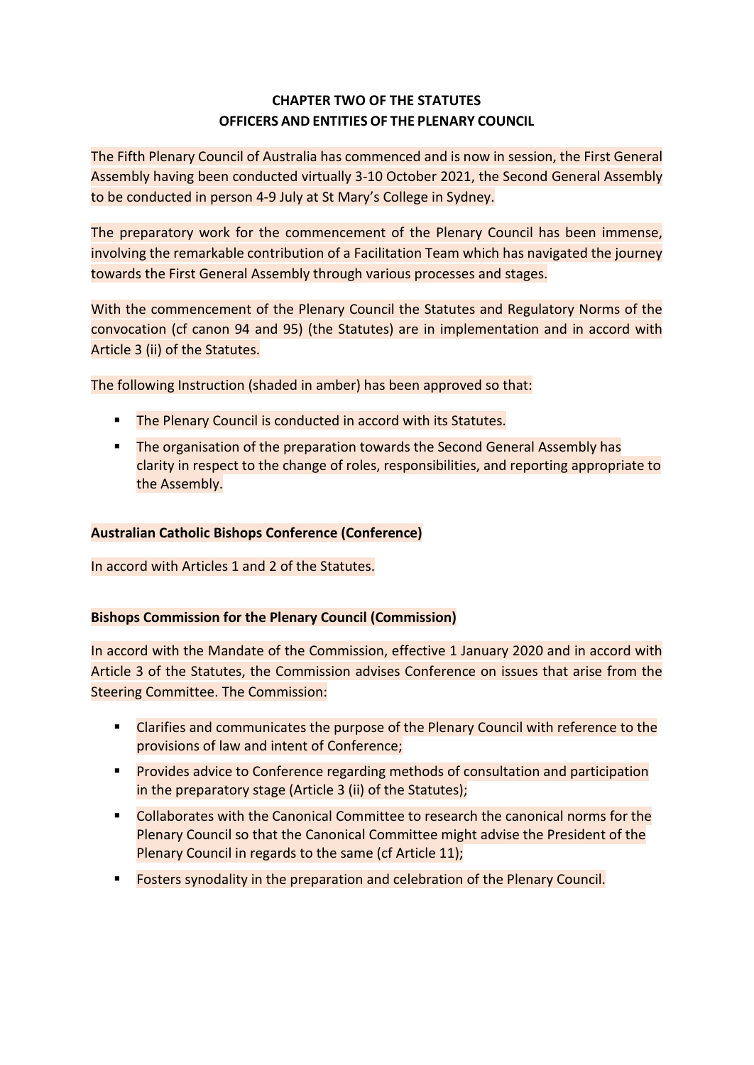**CHAPTER TWO OF THE STATUTES**
**OFFICERS AND ENTITIES OF THE PLENARY COUNCIL**

The Fifth Plenary Council of Australia has commenced and is now in session, the First General Assembly having been conducted virtually 3-10 October 2021, the Second General Assembly to be conducted in person 4-9 July at St Mary's College in Sydney.

The preparatory work for the commencement of the Plenary Council has been immense, involving the remarkable contribution of a Facilitation Team which has navigated the journey towards the First General Assembly through various processes and stages.

With the commencement of the Plenary Council the Statutes and Regulatory Norms of the convocation (cf canon 94 and 95) (the Statutes) are in implementation and in accord with Article 3 (ii) of the Statutes.

The following Instruction (shaded in amber) has been approved so that:

- The Plenary Council is conducted in accord with its Statutes.
- The organisation of the preparation towards the Second General Assembly has clarity in respect to the change of roles, responsibilities, and reporting appropriate to the Assembly.

**Australian Catholic Bishops Conference (Conference)**

In accord with Articles 1 and 2 of the Statutes.

**Bishops Commission for the Plenary Council (Commission)**

In accord with the Mandate of the Commission, effective 1 January 2020 and in accord with Article 3 of the Statutes, the Commission advises Conference on issues that arise from the Steering Committee. The Commission:

- Clarifies and communicates the purpose of the Plenary Council with reference to the provisions of law and intent of Conference;
- Provides advice to Conference regarding methods of consultation and participation in the preparatory stage (Article 3 (ii) of the Statutes);
- Collaborates with the Canonical Committee to research the canonical norms for the Plenary Council so that the Canonical Committee might advise the President of the Plenary Council in regards to the same (cf Article 11);
- Fosters synodality in the preparation and celebration of the Plenary Council.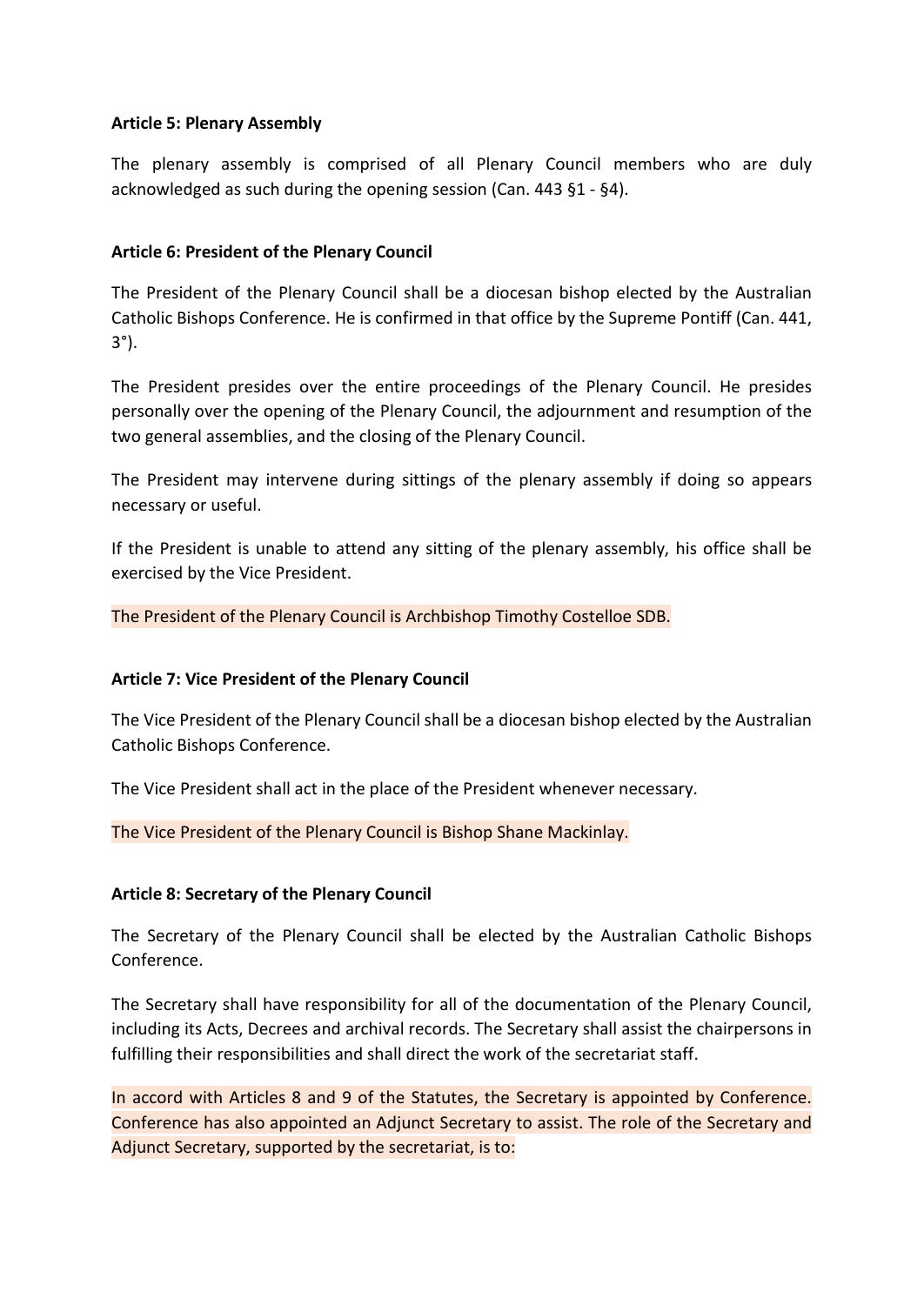**Article 5: Plenary Assembly**

The plenary assembly is comprised of all Plenary Council members who are duly acknowledged as such during the opening session (Can. 443 §1 - §4).

**Article 6: President of the Plenary Council**

The President of the Plenary Council shall be a diocesan bishop elected by the Australian Catholic Bishops Conference. He is confirmed in that office by the Supreme Pontiff (Can. 441, 3°).

The President presides over the entire proceedings of the Plenary Council. He presides personally over the opening of the Plenary Council, the adjournment and resumption of the two general assemblies, and the closing of the Plenary Council.

The President may intervene during sittings of the plenary assembly if doing so appears necessary or useful.

If the President is unable to attend any sitting of the plenary assembly, his office shall be exercised by the Vice President.

The President of the Plenary Council is Archbishop Timothy Costelloe SDB.

**Article 7: Vice President of the Plenary Council**

The Vice President of the Plenary Council shall be a diocesan bishop elected by the Australian Catholic Bishops Conference.

The Vice President shall act in the place of the President whenever necessary.

The Vice President of the Plenary Council is Bishop Shane Mackinlay.

**Article 8: Secretary of the Plenary Council**

The Secretary of the Plenary Council shall be elected by the Australian Catholic Bishops Conference.

The Secretary shall have responsibility for all of the documentation of the Plenary Council, including its Acts, Decrees and archival records. The Secretary shall assist the chairpersons in fulfilling their responsibilities and shall direct the work of the secretariat staff.

In accord with Articles 8 and 9 of the Statutes, the Secretary is appointed by Conference. Conference has also appointed an Adjunct Secretary to assist. The role of the Secretary and Adjunct Secretary, supported by the secretariat, is to: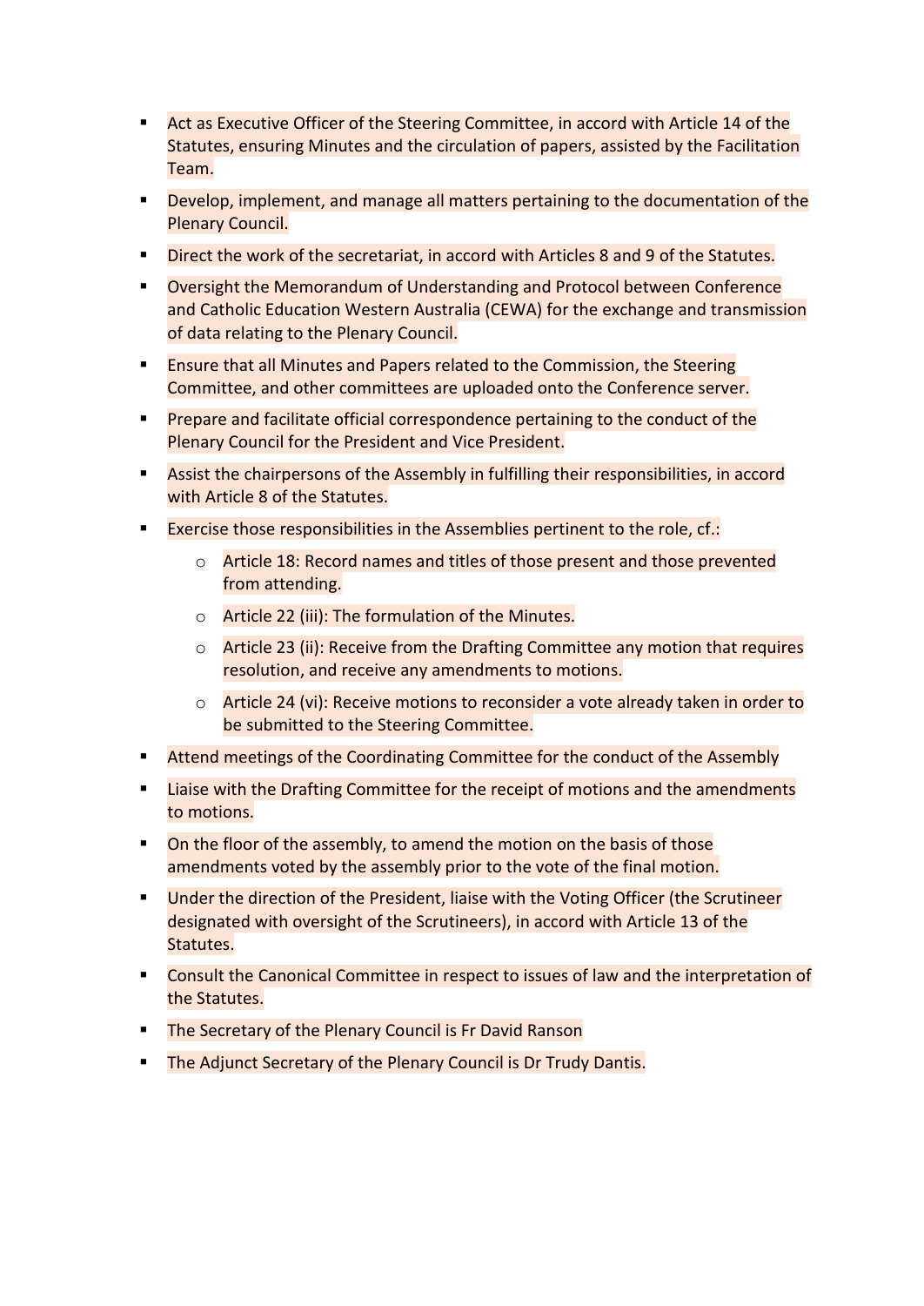- Act as Executive Officer of the Steering Committee, in accord with Article 14 of the Statutes, ensuring Minutes and the circulation of papers, assisted by the Facilitation Team.
- Develop, implement, and manage all matters pertaining to the documentation of the Plenary Council.
- Direct the work of the secretariat, in accord with Articles 8 and 9 of the Statutes.
- Oversight the Memorandum of Understanding and Protocol between Conference and Catholic Education Western Australia (CEWA) for the exchange and transmission of data relating to the Plenary Council.
- Ensure that all Minutes and Papers related to the Commission, the Steering Committee, and other committees are uploaded onto the Conference server.
- Prepare and facilitate official correspondence pertaining to the conduct of the Plenary Council for the President and Vice President.
- Assist the chairpersons of the Assembly in fulfilling their responsibilities, in accord with Article 8 of the Statutes.
- Exercise those responsibilities in the Assemblies pertinent to the role, cf.:
    - Article 18: Record names and titles of those present and those prevented from attending.
    - Article 22 (iii): The formulation of the Minutes.
    - Article 23 (ii): Receive from the Drafting Committee any motion that requires resolution, and receive any amendments to motions.
    - Article 24 (vi): Receive motions to reconsider a vote already taken in order to be submitted to the Steering Committee.
- Attend meetings of the Coordinating Committee for the conduct of the Assembly
- Liaise with the Drafting Committee for the receipt of motions and the amendments to motions.
- On the floor of the assembly, to amend the motion on the basis of those amendments voted by the assembly prior to the vote of the final motion.
- Under the direction of the President, liaise with the Voting Officer (the Scrutineer designated with oversight of the Scrutineers), in accord with Article 13 of the Statutes.
- Consult the Canonical Committee in respect to issues of law and the interpretation of the Statutes.
- The Secretary of the Plenary Council is Fr David Ranson
- The Adjunct Secretary of the Plenary Council is Dr Trudy Dantis.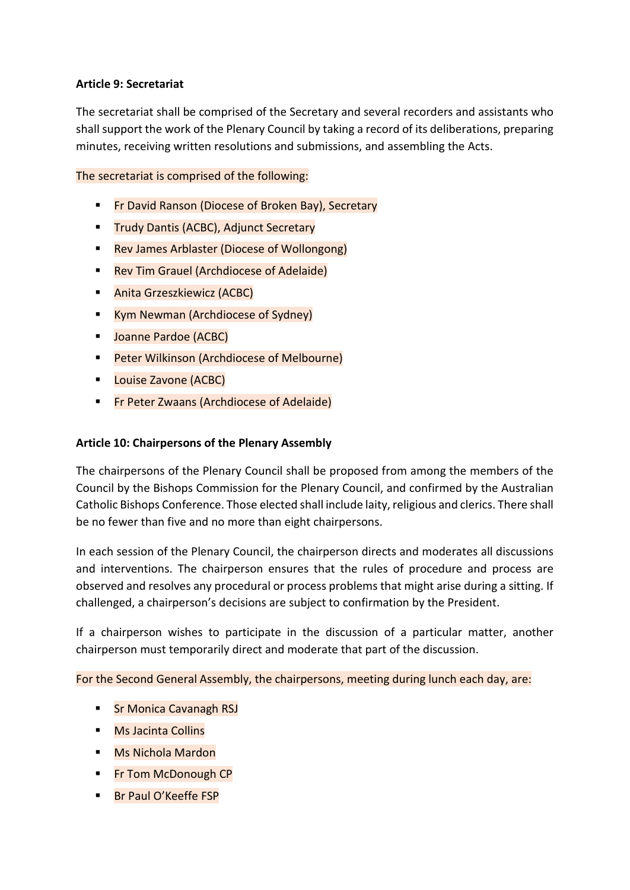**Article 9: Secretariat**

The secretariat shall be comprised of the Secretary and several recorders and assistants who shall support the work of the Plenary Council by taking a record of its deliberations, preparing minutes, receiving written resolutions and submissions, and assembling the Acts.

The secretariat is comprised of the following:

- Fr David Ranson (Diocese of Broken Bay), Secretary
- Trudy Dantis (ACBC), Adjunct Secretary
- Rev James Arblaster (Diocese of Wollongong)
- Rev Tim Grauel (Archdiocese of Adelaide)
- Anita Grzeszkiewicz (ACBC)
- Kym Newman (Archdiocese of Sydney)
- Joanne Pardoe (ACBC)
- Peter Wilkinson (Archdiocese of Melbourne)
- Louise Zavone (ACBC)
- Fr Peter Zwaans (Archdiocese of Adelaide)

**Article 10: Chairpersons of the Plenary Assembly**

The chairpersons of the Plenary Council shall be proposed from among the members of the Council by the Bishops Commission for the Plenary Council, and confirmed by the Australian Catholic Bishops Conference. Those elected shall include laity, religious and clerics. There shall be no fewer than five and no more than eight chairpersons.

In each session of the Plenary Council, the chairperson directs and moderates all discussions and interventions. The chairperson ensures that the rules of procedure and process are observed and resolves any procedural or process problems that might arise during a sitting. If challenged, a chairperson's decisions are subject to confirmation by the President.

If a chairperson wishes to participate in the discussion of a particular matter, another chairperson must temporarily direct and moderate that part of the discussion.

For the Second General Assembly, the chairpersons, meeting during lunch each day, are:

- Sr Monica Cavanagh RSJ
- Ms Jacinta Collins
- Ms Nichola Mardon
- Fr Tom McDonough CP
- Br Paul O'Keeffe FSP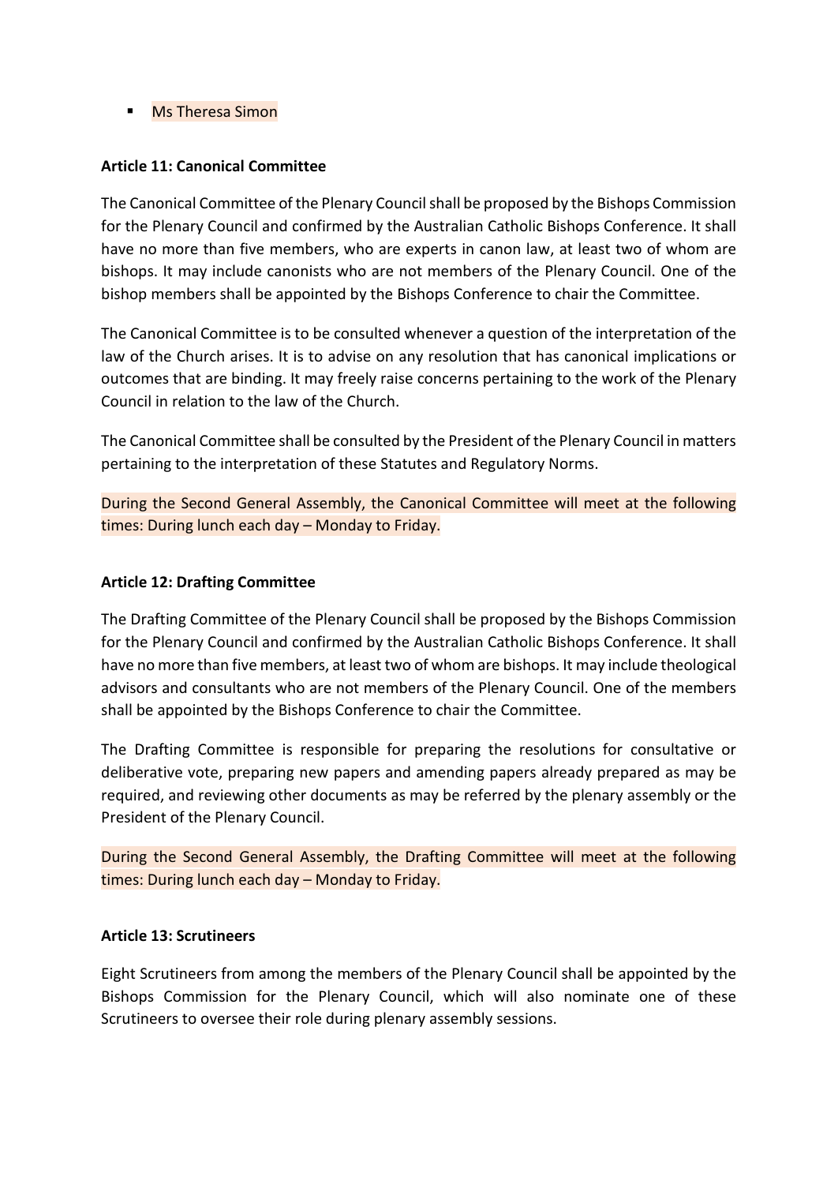- Ms Theresa Simon

**Article 11: Canonical Committee**

The Canonical Committee of the Plenary Council shall be proposed by the Bishops Commission for the Plenary Council and confirmed by the Australian Catholic Bishops Conference. It shall have no more than five members, who are experts in canon law, at least two of whom are bishops. It may include canonists who are not members of the Plenary Council. One of the bishop members shall be appointed by the Bishops Conference to chair the Committee.

The Canonical Committee is to be consulted whenever a question of the interpretation of the law of the Church arises. It is to advise on any resolution that has canonical implications or outcomes that are binding. It may freely raise concerns pertaining to the work of the Plenary Council in relation to the law of the Church.

The Canonical Committee shall be consulted by the President of the Plenary Council in matters pertaining to the interpretation of these Statutes and Regulatory Norms.

During the Second General Assembly, the Canonical Committee will meet at the following times: During lunch each day – Monday to Friday.

**Article 12: Drafting Committee**

The Drafting Committee of the Plenary Council shall be proposed by the Bishops Commission for the Plenary Council and confirmed by the Australian Catholic Bishops Conference. It shall have no more than five members, at least two of whom are bishops. It may include theological advisors and consultants who are not members of the Plenary Council. One of the members shall be appointed by the Bishops Conference to chair the Committee.

The Drafting Committee is responsible for preparing the resolutions for consultative or deliberative vote, preparing new papers and amending papers already prepared as may be required, and reviewing other documents as may be referred by the plenary assembly or the President of the Plenary Council.

During the Second General Assembly, the Drafting Committee will meet at the following times: During lunch each day – Monday to Friday.

**Article 13: Scrutineers**

Eight Scrutineers from among the members of the Plenary Council shall be appointed by the Bishops Commission for the Plenary Council, which will also nominate one of these Scrutineers to oversee their role during plenary assembly sessions.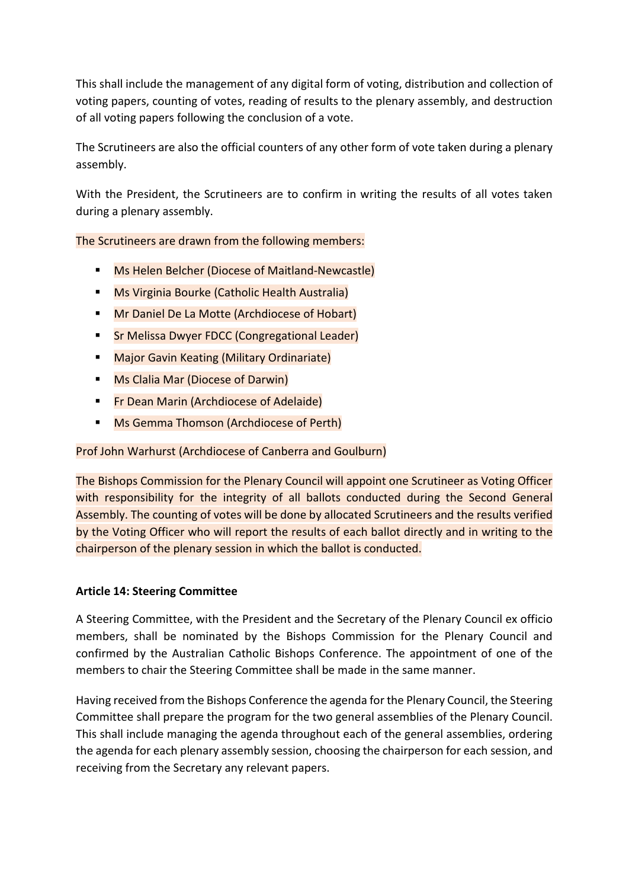This shall include the management of any digital form of voting, distribution and collection of voting papers, counting of votes, reading of results to the plenary assembly, and destruction of all voting papers following the conclusion of a vote.

The Scrutineers are also the official counters of any other form of vote taken during a plenary assembly.

With the President, the Scrutineers are to confirm in writing the results of all votes taken during a plenary assembly.

The Scrutineers are drawn from the following members:

- Ms Helen Belcher (Diocese of Maitland-Newcastle)
- Ms Virginia Bourke (Catholic Health Australia)
- Mr Daniel De La Motte (Archdiocese of Hobart)
- Sr Melissa Dwyer FDCC (Congregational Leader)
- Major Gavin Keating (Military Ordinariate)
- Ms Clalia Mar (Diocese of Darwin)
- Fr Dean Marin (Archdiocese of Adelaide)
- Ms Gemma Thomson (Archdiocese of Perth)

Prof John Warhurst (Archdiocese of Canberra and Goulburn)

The Bishops Commission for the Plenary Council will appoint one Scrutineer as Voting Officer with responsibility for the integrity of all ballots conducted during the Second General Assembly. The counting of votes will be done by allocated Scrutineers and the results verified by the Voting Officer who will report the results of each ballot directly and in writing to the chairperson of the plenary session in which the ballot is conducted.

**Article 14: Steering Committee**

A Steering Committee, with the President and the Secretary of the Plenary Council ex officio members, shall be nominated by the Bishops Commission for the Plenary Council and confirmed by the Australian Catholic Bishops Conference. The appointment of one of the members to chair the Steering Committee shall be made in the same manner.

Having received from the Bishops Conference the agenda for the Plenary Council, the Steering Committee shall prepare the program for the two general assemblies of the Plenary Council. This shall include managing the agenda throughout each of the general assemblies, ordering the agenda for each plenary assembly session, choosing the chairperson for each session, and receiving from the Secretary any relevant papers.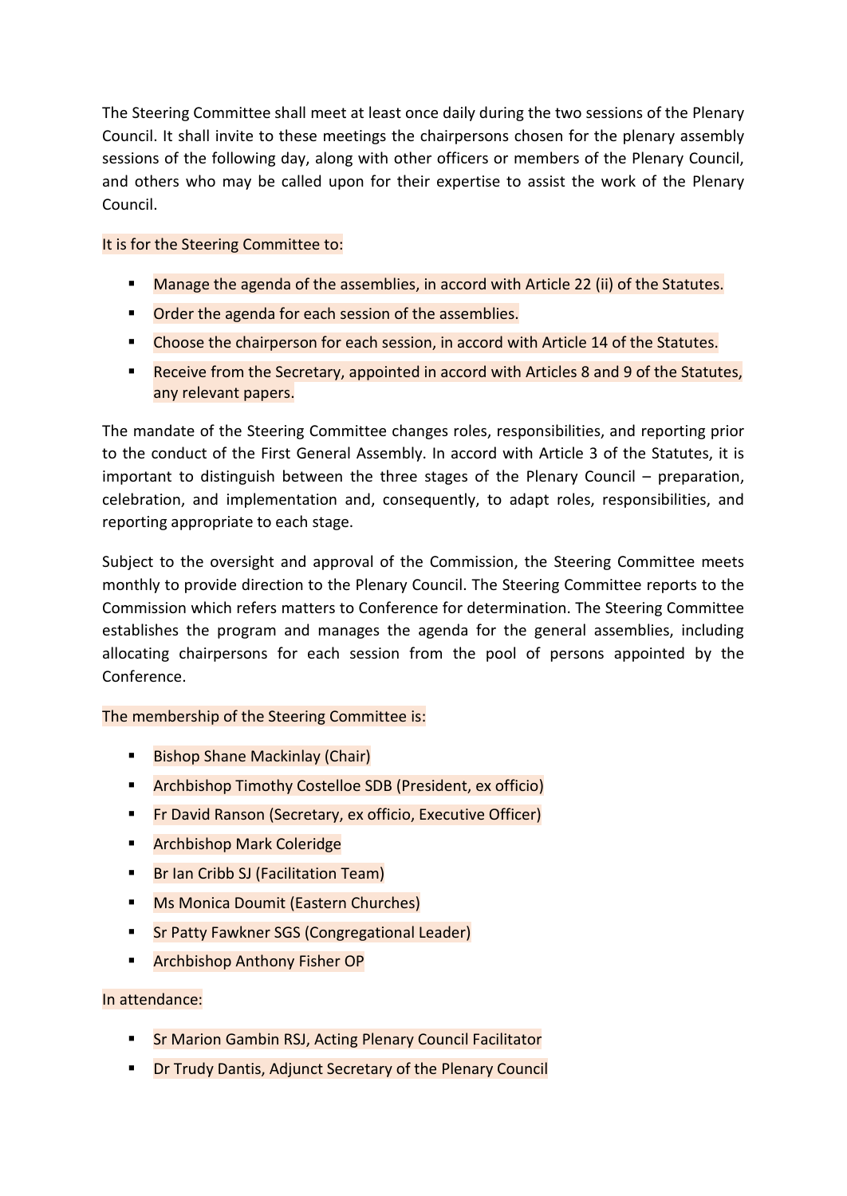The Steering Committee shall meet at least once daily during the two sessions of the Plenary Council. It shall invite to these meetings the chairpersons chosen for the plenary assembly sessions of the following day, along with other officers or members of the Plenary Council, and others who may be called upon for their expertise to assist the work of the Plenary Council.

It is for the Steering Committee to:

- Manage the agenda of the assemblies, in accord with Article 22 (ii) of the Statutes.
- Order the agenda for each session of the assemblies.
- Choose the chairperson for each session, in accord with Article 14 of the Statutes.
- Receive from the Secretary, appointed in accord with Articles 8 and 9 of the Statutes, any relevant papers.

The mandate of the Steering Committee changes roles, responsibilities, and reporting prior to the conduct of the First General Assembly. In accord with Article 3 of the Statutes, it is important to distinguish between the three stages of the Plenary Council – preparation, celebration, and implementation and, consequently, to adapt roles, responsibilities, and reporting appropriate to each stage.

Subject to the oversight and approval of the Commission, the Steering Committee meets monthly to provide direction to the Plenary Council. The Steering Committee reports to the Commission which refers matters to Conference for determination. The Steering Committee establishes the program and manages the agenda for the general assemblies, including allocating chairpersons for each session from the pool of persons appointed by the Conference.

The membership of the Steering Committee is:

- Bishop Shane Mackinlay (Chair)
- Archbishop Timothy Costelloe SDB (President, ex officio)
- Fr David Ranson (Secretary, ex officio, Executive Officer)
- Archbishop Mark Coleridge
- Br Ian Cribb SJ (Facilitation Team)
- Ms Monica Doumit (Eastern Churches)
- Sr Patty Fawkner SGS (Congregational Leader)
- Archbishop Anthony Fisher OP

In attendance:

- Sr Marion Gambin RSJ, Acting Plenary Council Facilitator
- Dr Trudy Dantis, Adjunct Secretary of the Plenary Council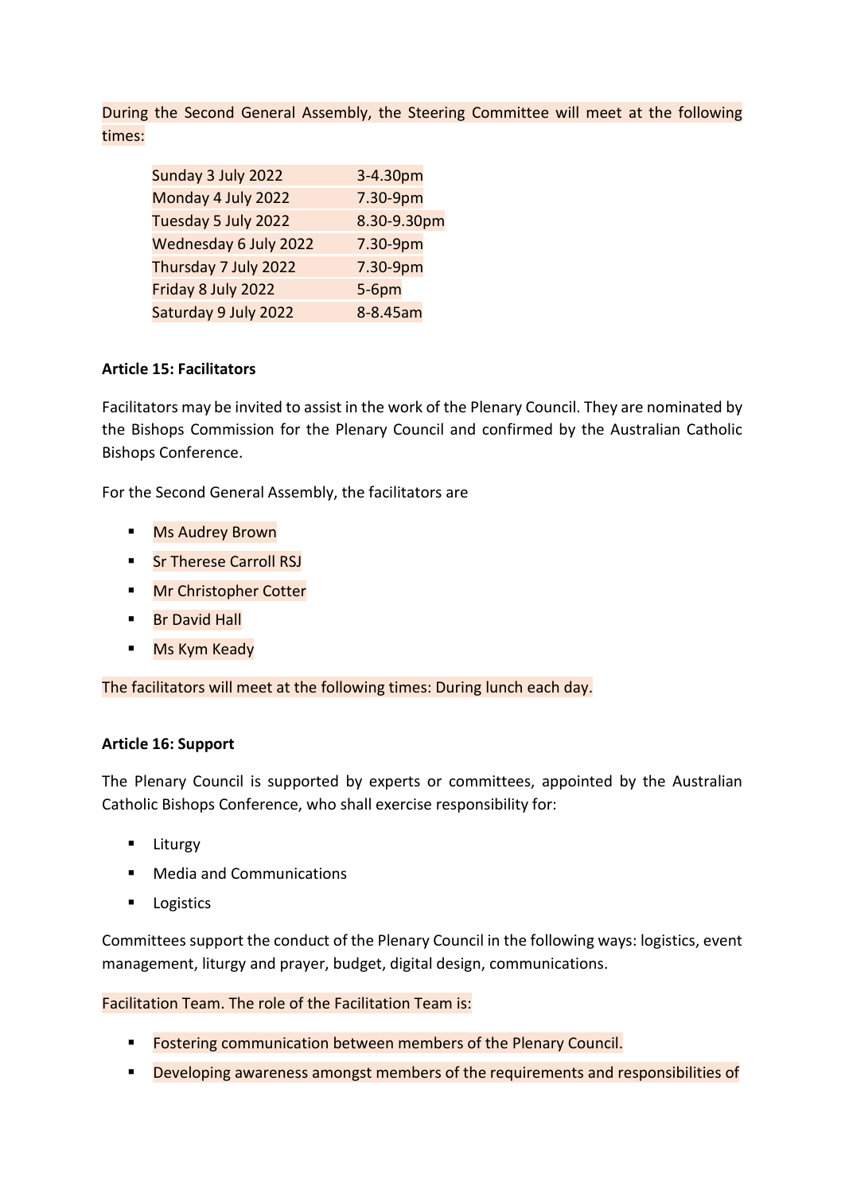During the Second General Assembly, the Steering Committee will meet at the following times:

| | |
|---|---|
| Sunday 3 July 2022 | 3-4.30pm |
| Monday 4 July 2022 | 7.30-9pm |
| Tuesday 5 July 2022 | 8.30-9.30pm |
| Wednesday 6 July 2022 | 7.30-9pm |
| Thursday 7 July 2022 | 7.30-9pm |
| Friday 8 July 2022 | 5-6pm |
| Saturday 9 July 2022 | 8-8.45am |

**Article 15: Facilitators**

Facilitators may be invited to assist in the work of the Plenary Council. They are nominated by the Bishops Commission for the Plenary Council and confirmed by the Australian Catholic Bishops Conference.

For the Second General Assembly, the facilitators are

- Ms Audrey Brown
- Sr Therese Carroll RSJ
- Mr Christopher Cotter
- Br David Hall
- Ms Kym Keady

The facilitators will meet at the following times: During lunch each day.

**Article 16: Support**

The Plenary Council is supported by experts or committees, appointed by the Australian Catholic Bishops Conference, who shall exercise responsibility for:

- Liturgy
- Media and Communications
- Logistics

Committees support the conduct of the Plenary Council in the following ways: logistics, event management, liturgy and prayer, budget, digital design, communications.

Facilitation Team. The role of the Facilitation Team is:

- Fostering communication between members of the Plenary Council.
- Developing awareness amongst members of the requirements and responsibilities of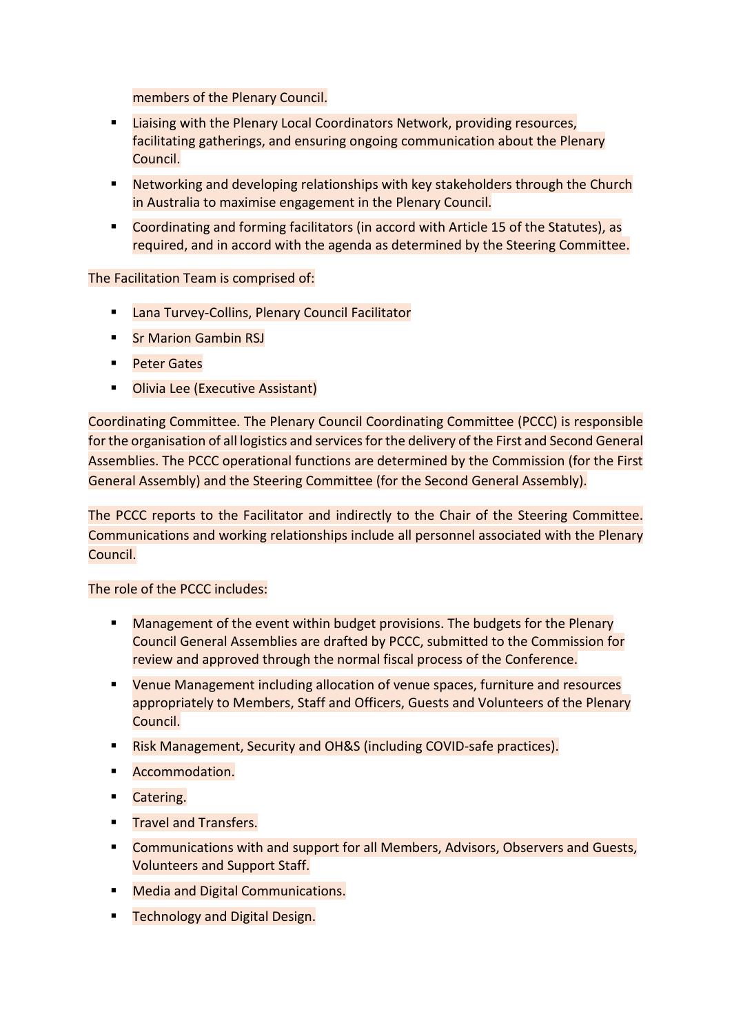members of the Plenary Council.

- Liaising with the Plenary Local Coordinators Network, providing resources, facilitating gatherings, and ensuring ongoing communication about the Plenary Council.
- Networking and developing relationships with key stakeholders through the Church in Australia to maximise engagement in the Plenary Council.
- Coordinating and forming facilitators (in accord with Article 15 of the Statutes), as required, and in accord with the agenda as determined by the Steering Committee.

The Facilitation Team is comprised of:

- Lana Turvey-Collins, Plenary Council Facilitator
- Sr Marion Gambin RSJ
- Peter Gates
- Olivia Lee (Executive Assistant)

Coordinating Committee. The Plenary Council Coordinating Committee (PCCC) is responsible for the organisation of all logistics and services for the delivery of the First and Second General Assemblies. The PCCC operational functions are determined by the Commission (for the First General Assembly) and the Steering Committee (for the Second General Assembly).

The PCCC reports to the Facilitator and indirectly to the Chair of the Steering Committee. Communications and working relationships include all personnel associated with the Plenary Council.

The role of the PCCC includes:

- Management of the event within budget provisions. The budgets for the Plenary Council General Assemblies are drafted by PCCC, submitted to the Commission for review and approved through the normal fiscal process of the Conference.
- Venue Management including allocation of venue spaces, furniture and resources appropriately to Members, Staff and Officers, Guests and Volunteers of the Plenary Council.
- Risk Management, Security and OH&S (including COVID-safe practices).
- Accommodation.
- Catering.
- Travel and Transfers.
- Communications with and support for all Members, Advisors, Observers and Guests, Volunteers and Support Staff.
- Media and Digital Communications.
- Technology and Digital Design.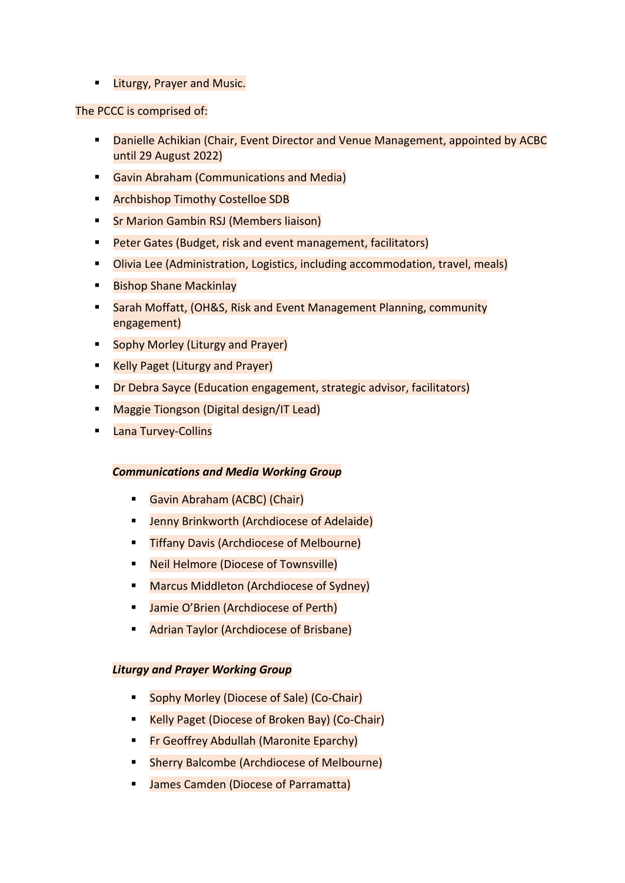- Liturgy, Prayer and Music.

The PCCC is comprised of:

- Danielle Achikian (Chair, Event Director and Venue Management, appointed by ACBC until 29 August 2022)
- Gavin Abraham (Communications and Media)
- Archbishop Timothy Costelloe SDB
- Sr Marion Gambin RSJ (Members liaison)
- Peter Gates (Budget, risk and event management, facilitators)
- Olivia Lee (Administration, Logistics, including accommodation, travel, meals)
- Bishop Shane Mackinlay
- Sarah Moffatt, (OH&S, Risk and Event Management Planning, community engagement)
- Sophy Morley (Liturgy and Prayer)
- Kelly Paget (Liturgy and Prayer)
- Dr Debra Sayce (Education engagement, strategic advisor, facilitators)
- Maggie Tiongson (Digital design/IT Lead)
- Lana Turvey-Collins

***Communications and Media Working Group***

- Gavin Abraham (ACBC) (Chair)
- Jenny Brinkworth (Archdiocese of Adelaide)
- Tiffany Davis (Archdiocese of Melbourne)
- Neil Helmore (Diocese of Townsville)
- Marcus Middleton (Archdiocese of Sydney)
- Jamie O'Brien (Archdiocese of Perth)
- Adrian Taylor (Archdiocese of Brisbane)

***Liturgy and Prayer Working Group***

- Sophy Morley (Diocese of Sale) (Co-Chair)
- Kelly Paget (Diocese of Broken Bay) (Co-Chair)
- Fr Geoffrey Abdullah (Maronite Eparchy)
- Sherry Balcombe (Archdiocese of Melbourne)
- James Camden (Diocese of Parramatta)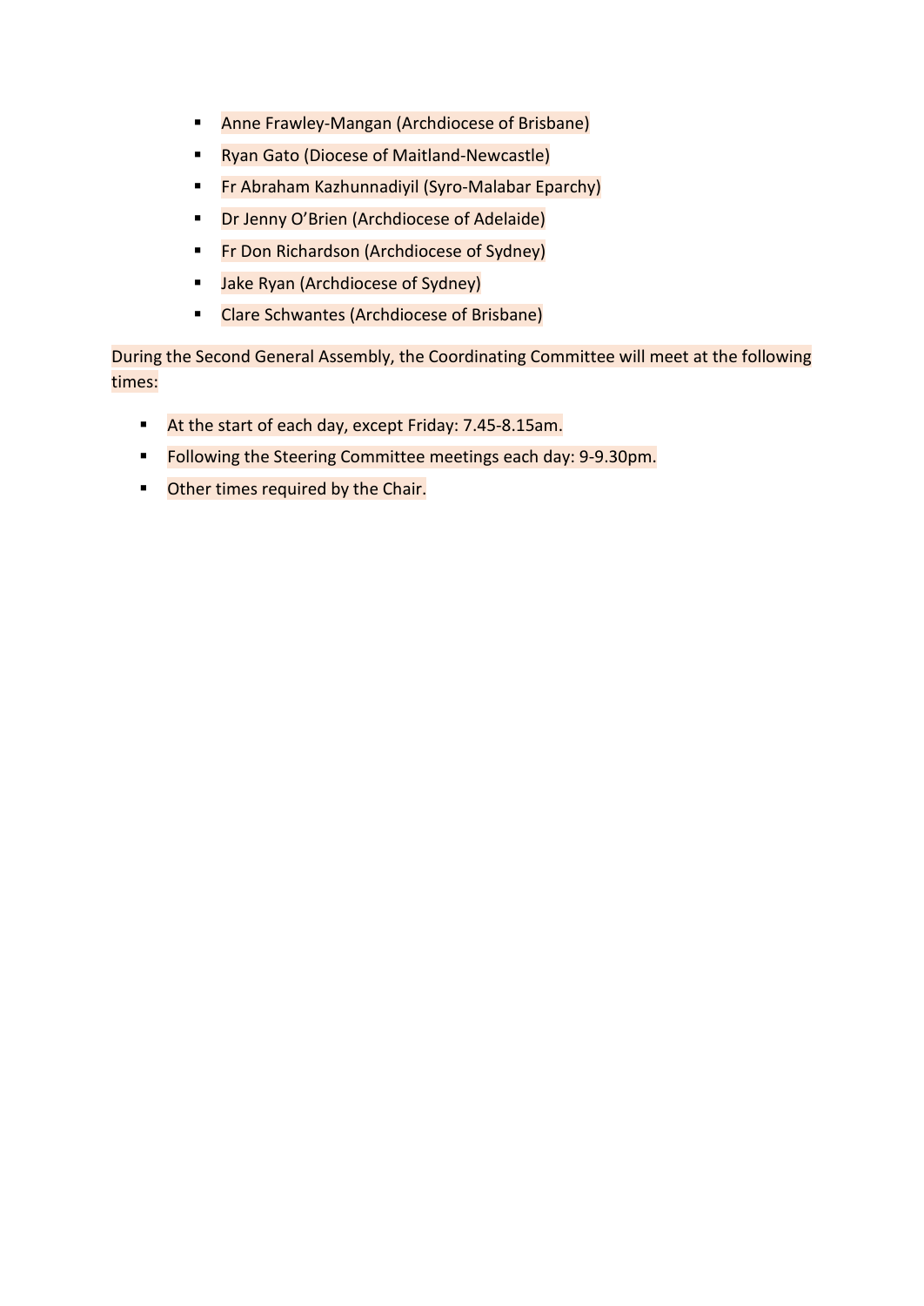- Anne Frawley-Mangan (Archdiocese of Brisbane)
- Ryan Gato (Diocese of Maitland-Newcastle)
- Fr Abraham Kazhunnadiyil (Syro-Malabar Eparchy)
- Dr Jenny O'Brien (Archdiocese of Adelaide)
- Fr Don Richardson (Archdiocese of Sydney)
- Jake Ryan (Archdiocese of Sydney)
- Clare Schwantes (Archdiocese of Brisbane)

During the Second General Assembly, the Coordinating Committee will meet at the following times:

- At the start of each day, except Friday: 7.45-8.15am.
- Following the Steering Committee meetings each day: 9-9.30pm.
- Other times required by the Chair.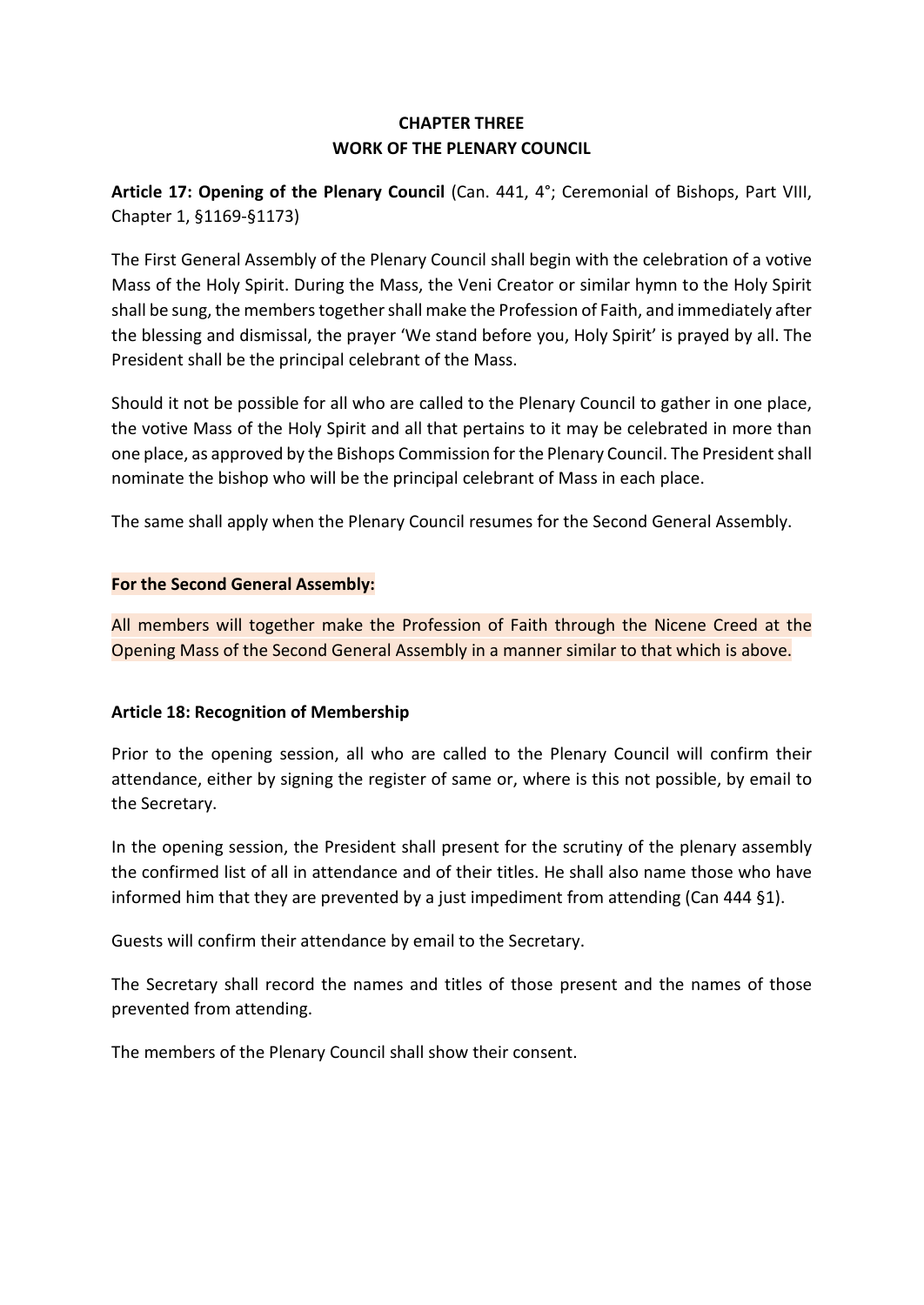# CHAPTER THREE
# WORK OF THE PLENARY COUNCIL

**Article 17: Opening of the Plenary Council** (Can. 441, 4°; Ceremonial of Bishops, Part VIII, Chapter 1, §1169-§1173)

The First General Assembly of the Plenary Council shall begin with the celebration of a votive Mass of the Holy Spirit. During the Mass, the Veni Creator or similar hymn to the Holy Spirit shall be sung, the members together shall make the Profession of Faith, and immediately after the blessing and dismissal, the prayer 'We stand before you, Holy Spirit' is prayed by all. The President shall be the principal celebrant of the Mass.

Should it not be possible for all who are called to the Plenary Council to gather in one place, the votive Mass of the Holy Spirit and all that pertains to it may be celebrated in more than one place, as approved by the Bishops Commission for the Plenary Council. The President shall nominate the bishop who will be the principal celebrant of Mass in each place.

The same shall apply when the Plenary Council resumes for the Second General Assembly.

**For the Second General Assembly:**

All members will together make the Profession of Faith through the Nicene Creed at the Opening Mass of the Second General Assembly in a manner similar to that which is above.

**Article 18: Recognition of Membership**

Prior to the opening session, all who are called to the Plenary Council will confirm their attendance, either by signing the register of same or, where is this not possible, by email to the Secretary.

In the opening session, the President shall present for the scrutiny of the plenary assembly the confirmed list of all in attendance and of their titles. He shall also name those who have informed him that they are prevented by a just impediment from attending (Can 444 §1).

Guests will confirm their attendance by email to the Secretary.

The Secretary shall record the names and titles of those present and the names of those prevented from attending.

The members of the Plenary Council shall show their consent.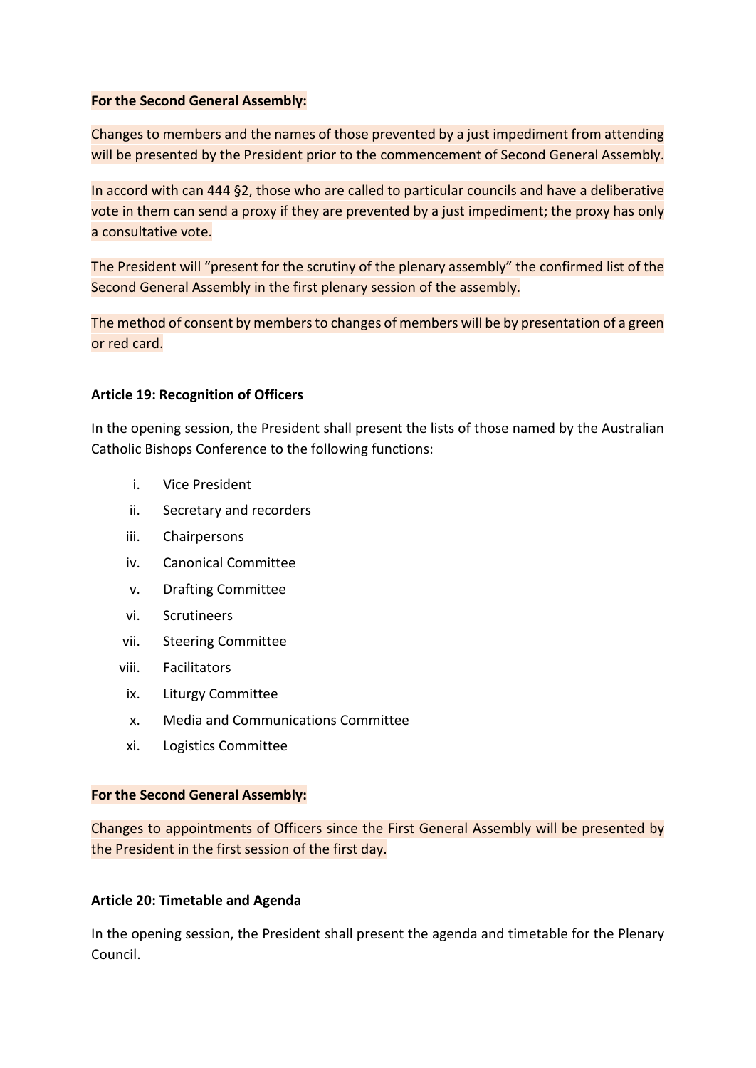**For the Second General Assembly:**

Changes to members and the names of those prevented by a just impediment from attending will be presented by the President prior to the commencement of Second General Assembly.

In accord with can 444 §2, those who are called to particular councils and have a deliberative vote in them can send a proxy if they are prevented by a just impediment; the proxy has only a consultative vote.

The President will "present for the scrutiny of the plenary assembly" the confirmed list of the Second General Assembly in the first plenary session of the assembly.

The method of consent by members to changes of members will be by presentation of a green or red card.

**Article 19: Recognition of Officers**

In the opening session, the President shall present the lists of those named by the Australian Catholic Bishops Conference to the following functions:

i. Vice President
ii. Secretary and recorders
iii. Chairpersons
iv. Canonical Committee
v. Drafting Committee
vi. Scrutineers
vii. Steering Committee
viii. Facilitators
ix. Liturgy Committee
x. Media and Communications Committee
xi. Logistics Committee

**For the Second General Assembly:**

Changes to appointments of Officers since the First General Assembly will be presented by the President in the first session of the first day.

**Article 20: Timetable and Agenda**

In the opening session, the President shall present the agenda and timetable for the Plenary Council.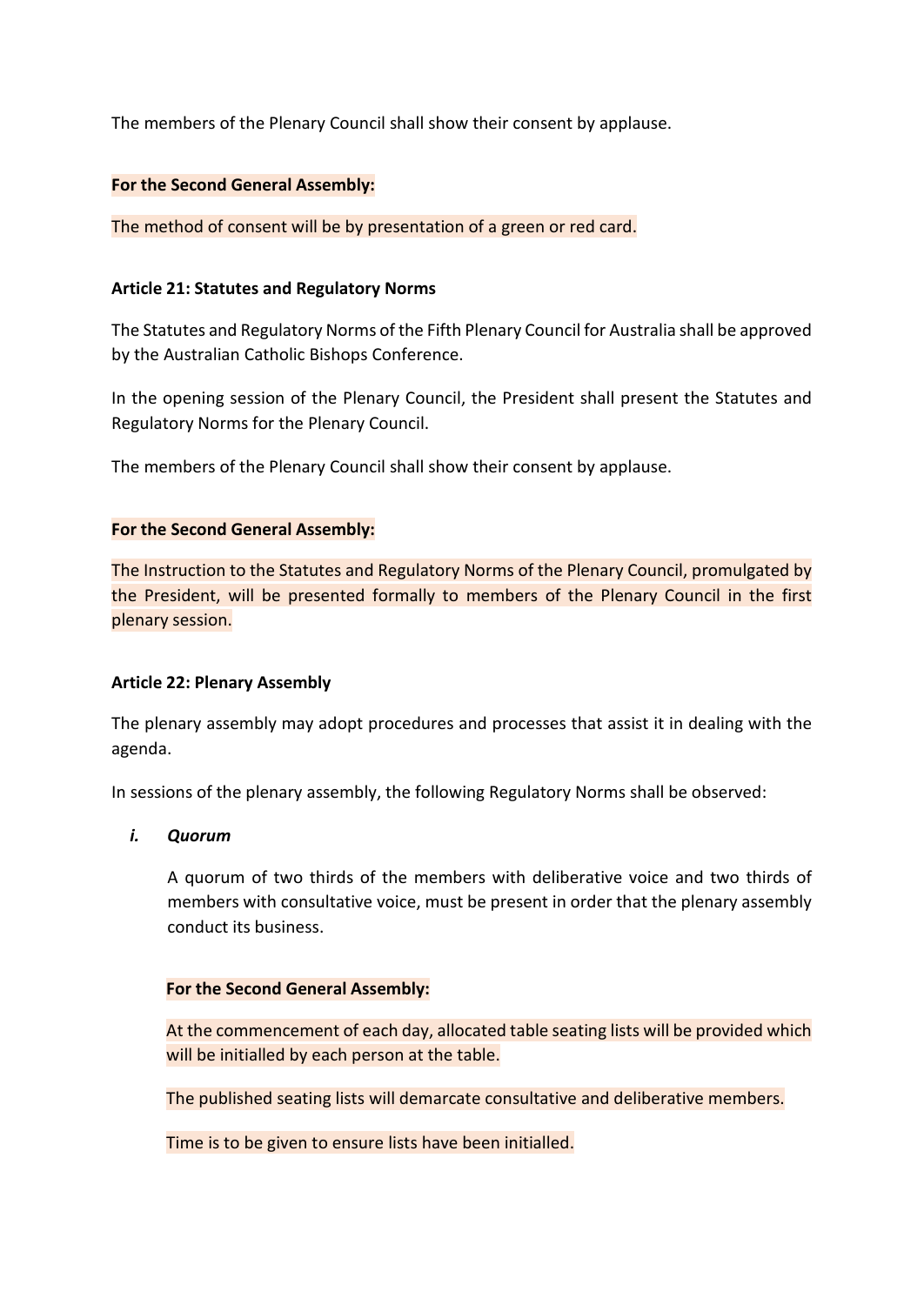The members of the Plenary Council shall show their consent by applause.

**For the Second General Assembly:**

The method of consent will be by presentation of a green or red card.

**Article 21: Statutes and Regulatory Norms**

The Statutes and Regulatory Norms of the Fifth Plenary Council for Australia shall be approved by the Australian Catholic Bishops Conference.

In the opening session of the Plenary Council, the President shall present the Statutes and Regulatory Norms for the Plenary Council.

The members of the Plenary Council shall show their consent by applause.

**For the Second General Assembly:**

The Instruction to the Statutes and Regulatory Norms of the Plenary Council, promulgated by the President, will be presented formally to members of the Plenary Council in the first plenary session.

**Article 22: Plenary Assembly**

The plenary assembly may adopt procedures and processes that assist it in dealing with the agenda.

In sessions of the plenary assembly, the following Regulatory Norms shall be observed:

***i. Quorum***

A quorum of two thirds of the members with deliberative voice and two thirds of members with consultative voice, must be present in order that the plenary assembly conduct its business.

**For the Second General Assembly:**

At the commencement of each day, allocated table seating lists will be provided which will be initialled by each person at the table.

The published seating lists will demarcate consultative and deliberative members.

Time is to be given to ensure lists have been initialled.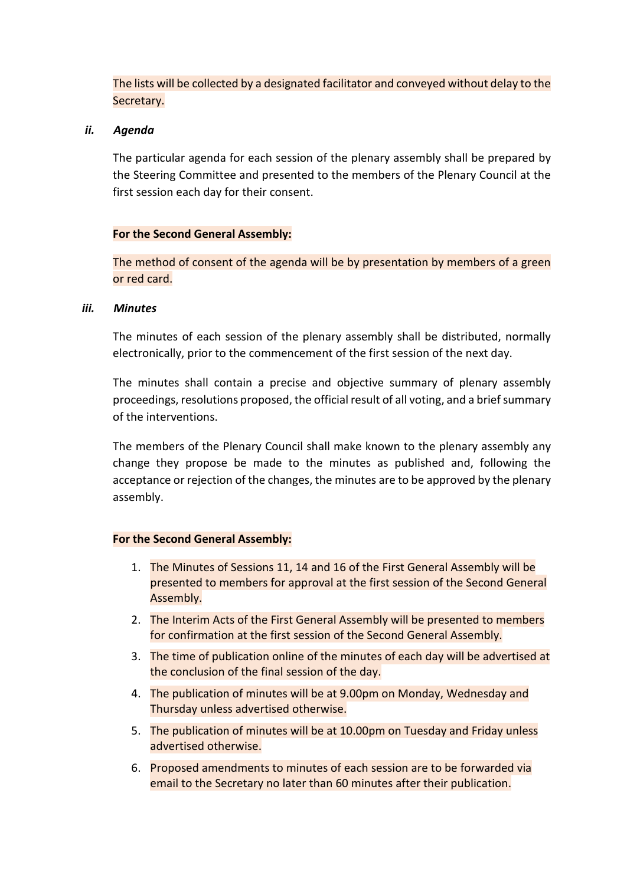The lists will be collected by a designated facilitator and conveyed without delay to the Secretary.

***ii. Agenda***

The particular agenda for each session of the plenary assembly shall be prepared by the Steering Committee and presented to the members of the Plenary Council at the first session each day for their consent.

**For the Second General Assembly:**

The method of consent of the agenda will be by presentation by members of a green or red card.

***iii. Minutes***

The minutes of each session of the plenary assembly shall be distributed, normally electronically, prior to the commencement of the first session of the next day.

The minutes shall contain a precise and objective summary of plenary assembly proceedings, resolutions proposed, the official result of all voting, and a brief summary of the interventions.

The members of the Plenary Council shall make known to the plenary assembly any change they propose be made to the minutes as published and, following the acceptance or rejection of the changes, the minutes are to be approved by the plenary assembly.

**For the Second General Assembly:**

1. The Minutes of Sessions 11, 14 and 16 of the First General Assembly will be presented to members for approval at the first session of the Second General Assembly.
2. The Interim Acts of the First General Assembly will be presented to members for confirmation at the first session of the Second General Assembly.
3. The time of publication online of the minutes of each day will be advertised at the conclusion of the final session of the day.
4. The publication of minutes will be at 9.00pm on Monday, Wednesday and Thursday unless advertised otherwise.
5. The publication of minutes will be at 10.00pm on Tuesday and Friday unless advertised otherwise.
6. Proposed amendments to minutes of each session are to be forwarded via email to the Secretary no later than 60 minutes after their publication.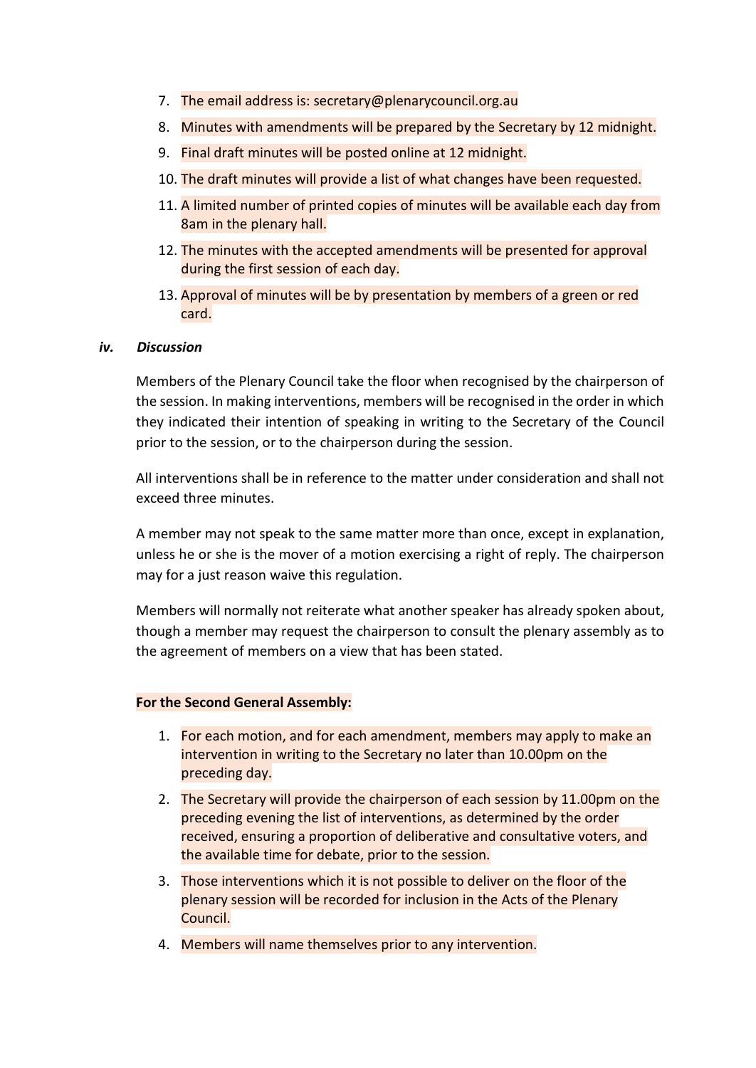7. The email address is: secretary@plenarycouncil.org.au
8. Minutes with amendments will be prepared by the Secretary by 12 midnight.
9. Final draft minutes will be posted online at 12 midnight.
10. The draft minutes will provide a list of what changes have been requested.
11. A limited number of printed copies of minutes will be available each day from 8am in the plenary hall.
12. The minutes with the accepted amendments will be presented for approval during the first session of each day.
13. Approval of minutes will be by presentation by members of a green or red card.

### *iv. Discussion*

Members of the Plenary Council take the floor when recognised by the chairperson of the session. In making interventions, members will be recognised in the order in which they indicated their intention of speaking in writing to the Secretary of the Council prior to the session, or to the chairperson during the session.

All interventions shall be in reference to the matter under consideration and shall not exceed three minutes.

A member may not speak to the same matter more than once, except in explanation, unless he or she is the mover of a motion exercising a right of reply. The chairperson may for a just reason waive this regulation.

Members will normally not reiterate what another speaker has already spoken about, though a member may request the chairperson to consult the plenary assembly as to the agreement of members on a view that has been stated.

**For the Second General Assembly:**

1. For each motion, and for each amendment, members may apply to make an intervention in writing to the Secretary no later than 10.00pm on the preceding day.
2. The Secretary will provide the chairperson of each session by 11.00pm on the preceding evening the list of interventions, as determined by the order received, ensuring a proportion of deliberative and consultative voters, and the available time for debate, prior to the session.
3. Those interventions which it is not possible to deliver on the floor of the plenary session will be recorded for inclusion in the Acts of the Plenary Council.
4. Members will name themselves prior to any intervention.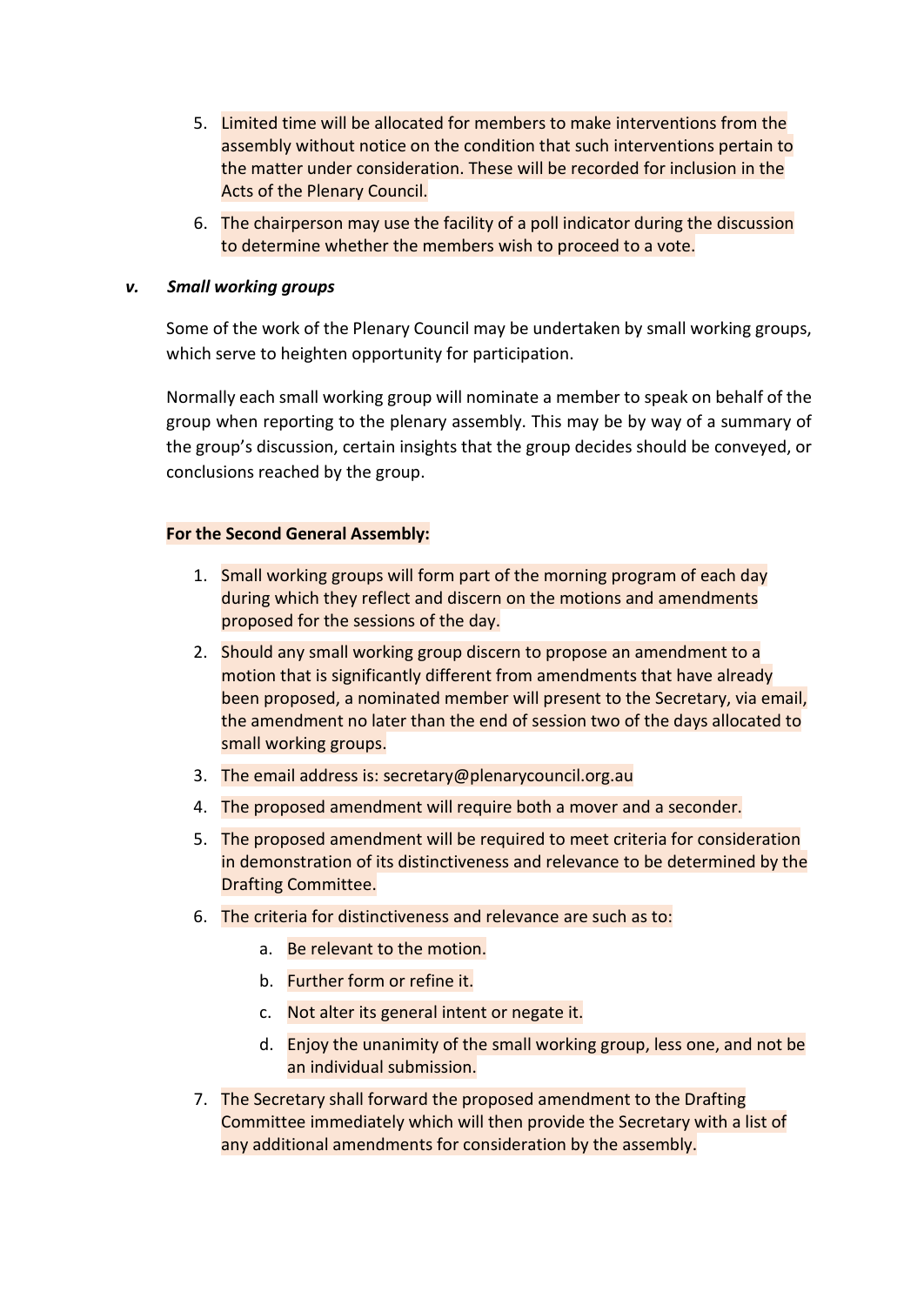5. Limited time will be allocated for members to make interventions from the assembly without notice on the condition that such interventions pertain to the matter under consideration. These will be recorded for inclusion in the Acts of the Plenary Council.
6. The chairperson may use the facility of a poll indicator during the discussion to determine whether the members wish to proceed to a vote.

### *v. Small working groups*

Some of the work of the Plenary Council may be undertaken by small working groups, which serve to heighten opportunity for participation.

Normally each small working group will nominate a member to speak on behalf of the group when reporting to the plenary assembly. This may be by way of a summary of the group's discussion, certain insights that the group decides should be conveyed, or conclusions reached by the group.

**For the Second General Assembly:**

1. Small working groups will form part of the morning program of each day during which they reflect and discern on the motions and amendments proposed for the sessions of the day.
2. Should any small working group discern to propose an amendment to a motion that is significantly different from amendments that have already been proposed, a nominated member will present to the Secretary, via email, the amendment no later than the end of session two of the days allocated to small working groups.
3. The email address is: secretary@plenarycouncil.org.au
4. The proposed amendment will require both a mover and a seconder.
5. The proposed amendment will be required to meet criteria for consideration in demonstration of its distinctiveness and relevance to be determined by the Drafting Committee.
6. The criteria for distinctiveness and relevance are such as to:
    a. Be relevant to the motion.
    b. Further form or refine it.
    c. Not alter its general intent or negate it.
    d. Enjoy the unanimity of the small working group, less one, and not be an individual submission.
7. The Secretary shall forward the proposed amendment to the Drafting Committee immediately which will then provide the Secretary with a list of any additional amendments for consideration by the assembly.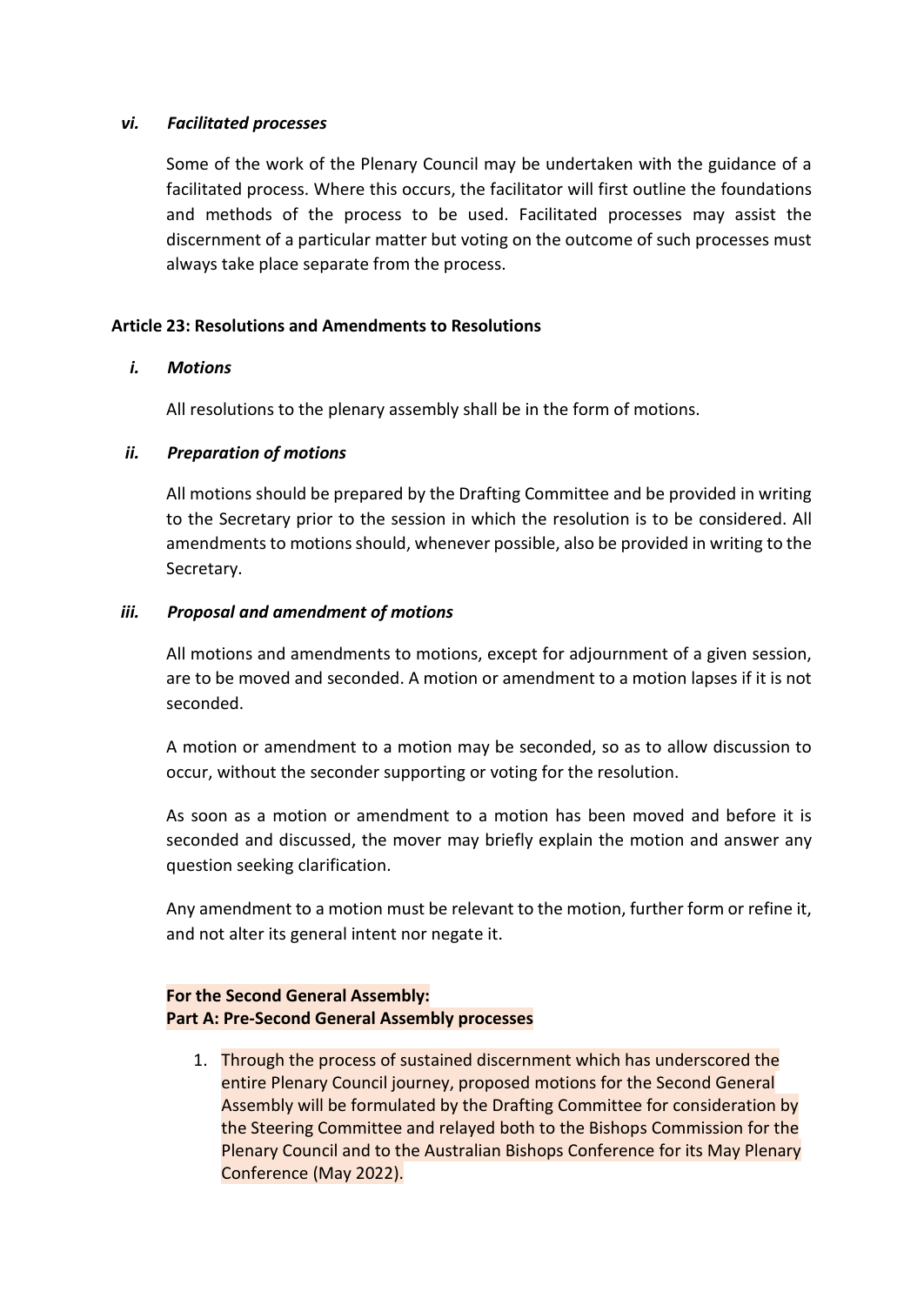### *vi. Facilitated processes*

Some of the work of the Plenary Council may be undertaken with the guidance of a facilitated process. Where this occurs, the facilitator will first outline the foundations and methods of the process to be used. Facilitated processes may assist the discernment of a particular matter but voting on the outcome of such processes must always take place separate from the process.

## Article 23: Resolutions and Amendments to Resolutions

### *i. Motions*

All resolutions to the plenary assembly shall be in the form of motions.

### *ii. Preparation of motions*

All motions should be prepared by the Drafting Committee and be provided in writing to the Secretary prior to the session in which the resolution is to be considered. All amendments to motions should, whenever possible, also be provided in writing to the Secretary.

### *iii. Proposal and amendment of motions*

All motions and amendments to motions, except for adjournment of a given session, are to be moved and seconded. A motion or amendment to a motion lapses if it is not seconded.

A motion or amendment to a motion may be seconded, so as to allow discussion to occur, without the seconder supporting or voting for the resolution.

As soon as a motion or amendment to a motion has been moved and before it is seconded and discussed, the mover may briefly explain the motion and answer any question seeking clarification.

Any amendment to a motion must be relevant to the motion, further form or refine it, and not alter its general intent nor negate it.

**For the Second General Assembly:**
**Part A: Pre-Second General Assembly processes**

1. Through the process of sustained discernment which has underscored the entire Plenary Council journey, proposed motions for the Second General Assembly will be formulated by the Drafting Committee for consideration by the Steering Committee and relayed both to the Bishops Commission for the Plenary Council and to the Australian Bishops Conference for its May Plenary Conference (May 2022).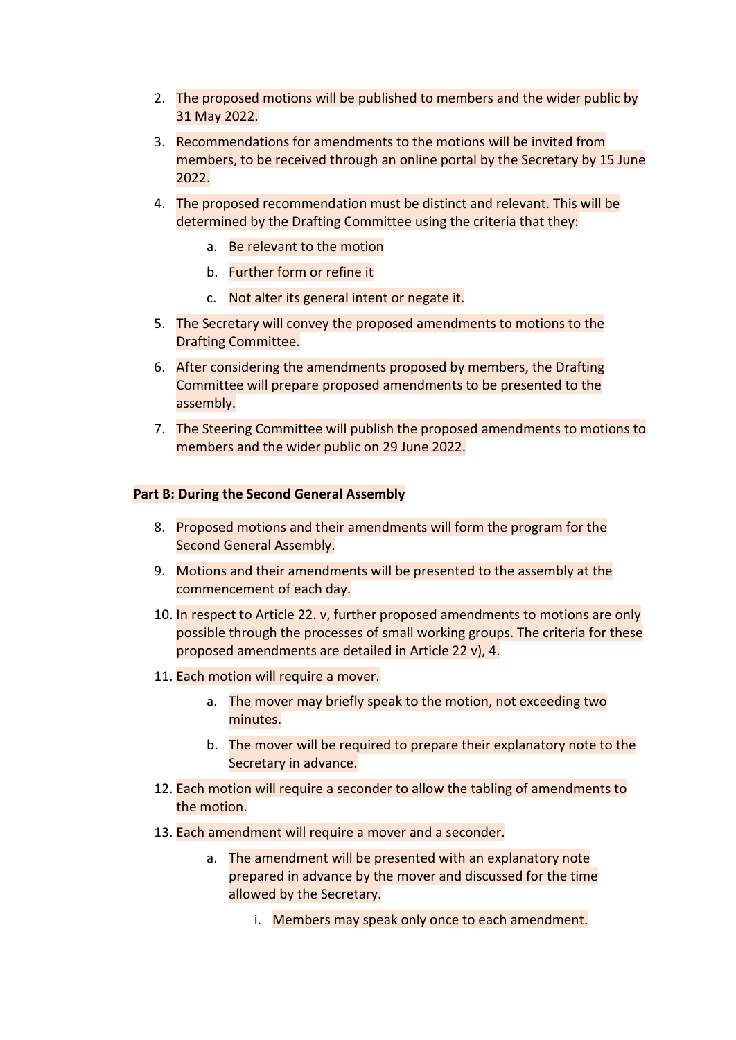2. The proposed motions will be published to members and the wider public by 31 May 2022.
3. Recommendations for amendments to the motions will be invited from members, to be received through an online portal by the Secretary by 15 June 2022.
4. The proposed recommendation must be distinct and relevant. This will be determined by the Drafting Committee using the criteria that they:
    a. Be relevant to the motion
    b. Further form or refine it
    c. Not alter its general intent or negate it.
5. The Secretary will convey the proposed amendments to motions to the Drafting Committee.
6. After considering the amendments proposed by members, the Drafting Committee will prepare proposed amendments to be presented to the assembly.
7. The Steering Committee will publish the proposed amendments to motions to members and the wider public on 29 June 2022.

**Part B: During the Second General Assembly**

8. Proposed motions and their amendments will form the program for the Second General Assembly.
9. Motions and their amendments will be presented to the assembly at the commencement of each day.
10. In respect to Article 22. v, further proposed amendments to motions are only possible through the processes of small working groups. The criteria for these proposed amendments are detailed in Article 22 v), 4.
11. Each motion will require a mover.
    a. The mover may briefly speak to the motion, not exceeding two minutes.
    b. The mover will be required to prepare their explanatory note to the Secretary in advance.
12. Each motion will require a seconder to allow the tabling of amendments to the motion.
13. Each amendment will require a mover and a seconder.
    a. The amendment will be presented with an explanatory note prepared in advance by the mover and discussed for the time allowed by the Secretary.
        i. Members may speak only once to each amendment.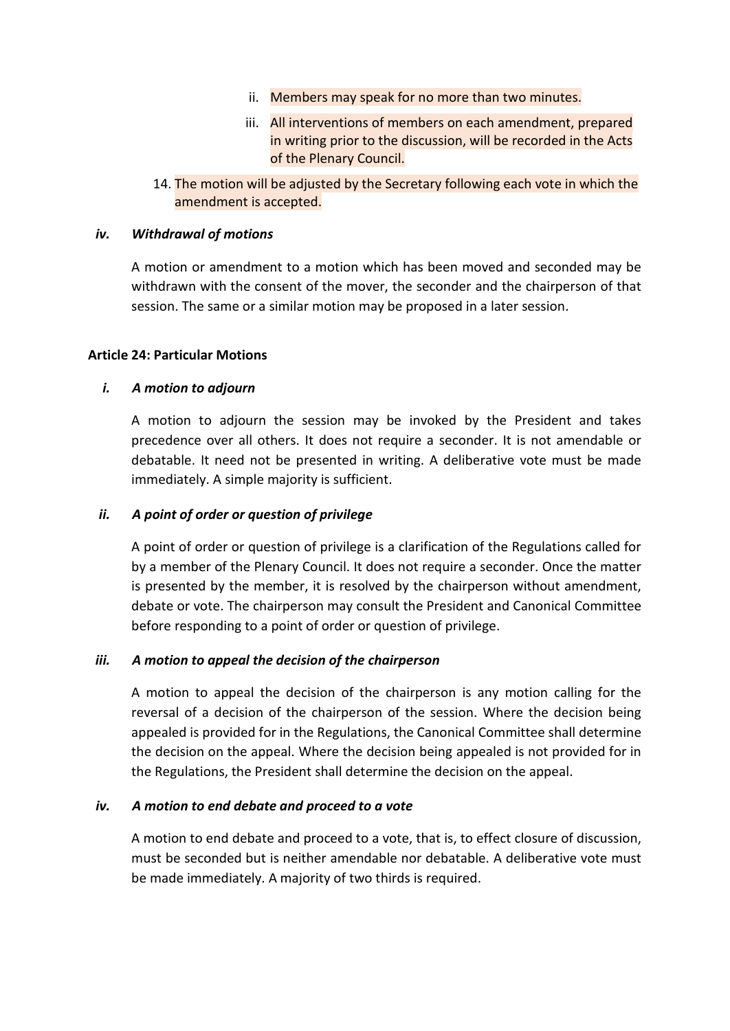ii. Members may speak for no more than two minutes.

   iii. All interventions of members on each amendment, prepared in writing prior to the discussion, will be recorded in the Acts of the Plenary Council.

14. The motion will be adjusted by the Secretary following each vote in which the amendment is accepted.

### *iv. Withdrawal of motions*

A motion or amendment to a motion which has been moved and seconded may be withdrawn with the consent of the mover, the seconder and the chairperson of that session. The same or a similar motion may be proposed in a later session.

## Article 24: Particular Motions

### *i. A motion to adjourn*

A motion to adjourn the session may be invoked by the President and takes precedence over all others. It does not require a seconder. It is not amendable or debatable. It need not be presented in writing. A deliberative vote must be made immediately. A simple majority is sufficient.

### *ii. A point of order or question of privilege*

A point of order or question of privilege is a clarification of the Regulations called for by a member of the Plenary Council. It does not require a seconder. Once the matter is presented by the member, it is resolved by the chairperson without amendment, debate or vote. The chairperson may consult the President and Canonical Committee before responding to a point of order or question of privilege.

### *iii. A motion to appeal the decision of the chairperson*

A motion to appeal the decision of the chairperson is any motion calling for the reversal of a decision of the chairperson of the session. Where the decision being appealed is provided for in the Regulations, the Canonical Committee shall determine the decision on the appeal. Where the decision being appealed is not provided for in the Regulations, the President shall determine the decision on the appeal.

### *iv. A motion to end debate and proceed to a vote*

A motion to end debate and proceed to a vote, that is, to effect closure of discussion, must be seconded but is neither amendable nor debatable. A deliberative vote must be made immediately. A majority of two thirds is required.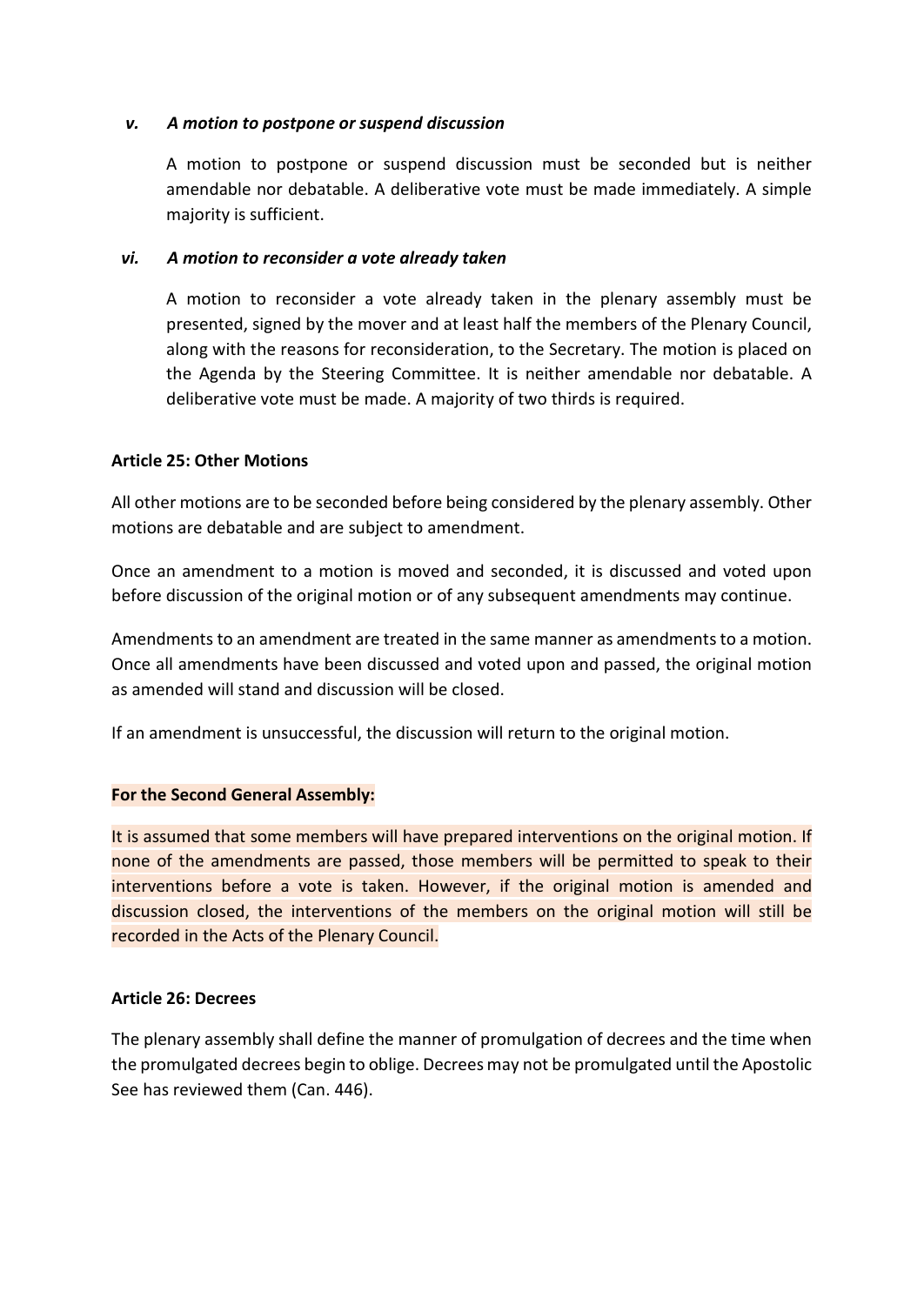### *v. A motion to postpone or suspend discussion*

A motion to postpone or suspend discussion must be seconded but is neither amendable nor debatable. A deliberative vote must be made immediately. A simple majority is sufficient.

### *vi. A motion to reconsider a vote already taken*

A motion to reconsider a vote already taken in the plenary assembly must be presented, signed by the mover and at least half the members of the Plenary Council, along with the reasons for reconsideration, to the Secretary. The motion is placed on the Agenda by the Steering Committee. It is neither amendable nor debatable. A deliberative vote must be made. A majority of two thirds is required.

**Article 25: Other Motions**

All other motions are to be seconded before being considered by the plenary assembly. Other motions are debatable and are subject to amendment.

Once an amendment to a motion is moved and seconded, it is discussed and voted upon before discussion of the original motion or of any subsequent amendments may continue.

Amendments to an amendment are treated in the same manner as amendments to a motion. Once all amendments have been discussed and voted upon and passed, the original motion as amended will stand and discussion will be closed.

If an amendment is unsuccessful, the discussion will return to the original motion.

**For the Second General Assembly:**

It is assumed that some members will have prepared interventions on the original motion. If none of the amendments are passed, those members will be permitted to speak to their interventions before a vote is taken. However, if the original motion is amended and discussion closed, the interventions of the members on the original motion will still be recorded in the Acts of the Plenary Council.

**Article 26: Decrees**

The plenary assembly shall define the manner of promulgation of decrees and the time when the promulgated decrees begin to oblige. Decrees may not be promulgated until the Apostolic See has reviewed them (Can. 446).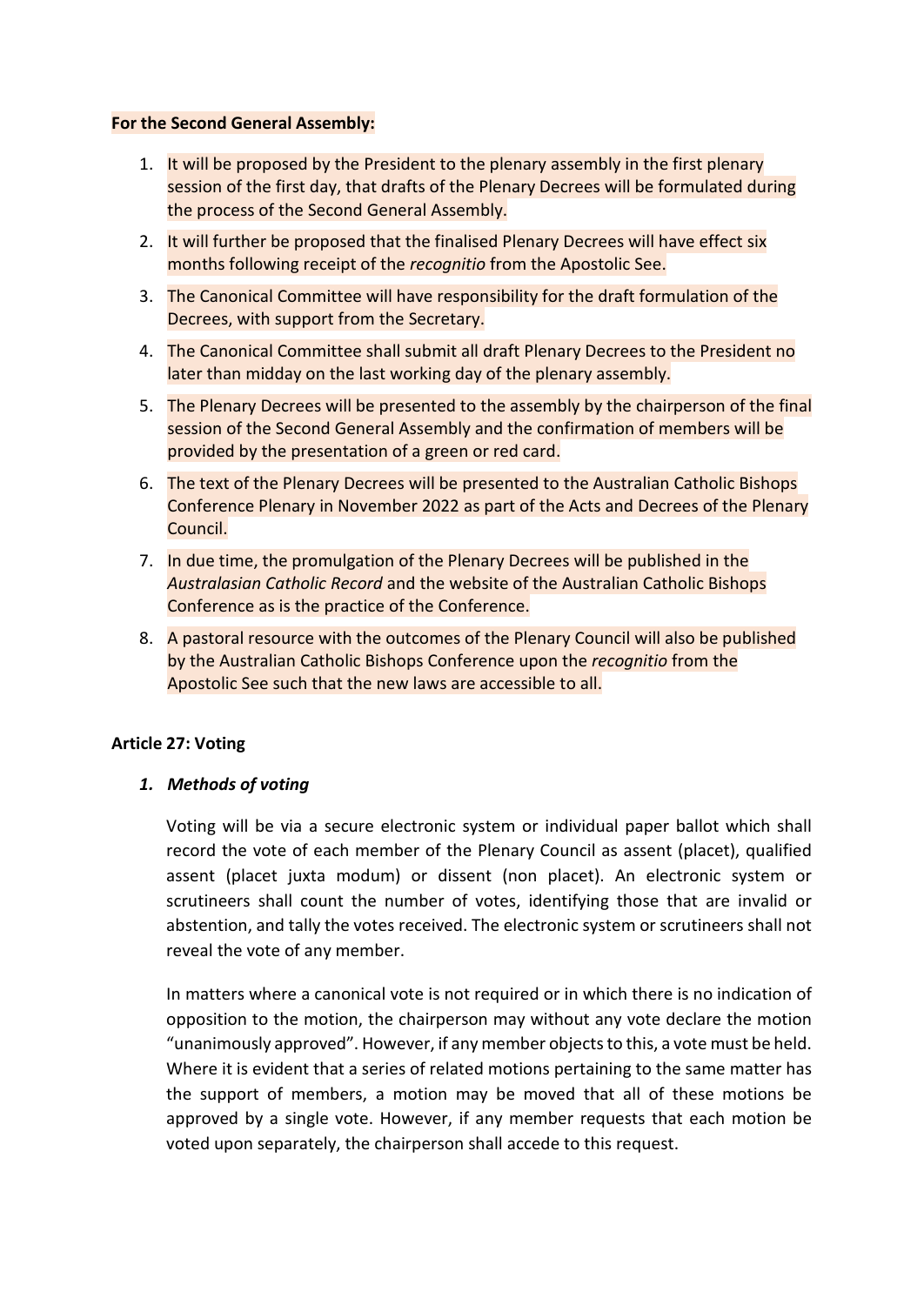**For the Second General Assembly:**

1. It will be proposed by the President to the plenary assembly in the first plenary session of the first day, that drafts of the Plenary Decrees will be formulated during the process of the Second General Assembly.
2. It will further be proposed that the finalised Plenary Decrees will have effect six months following receipt of the *recognitio* from the Apostolic See.
3. The Canonical Committee will have responsibility for the draft formulation of the Decrees, with support from the Secretary.
4. The Canonical Committee shall submit all draft Plenary Decrees to the President no later than midday on the last working day of the plenary assembly.
5. The Plenary Decrees will be presented to the assembly by the chairperson of the final session of the Second General Assembly and the confirmation of members will be provided by the presentation of a green or red card.
6. The text of the Plenary Decrees will be presented to the Australian Catholic Bishops Conference Plenary in November 2022 as part of the Acts and Decrees of the Plenary Council.
7. In due time, the promulgation of the Plenary Decrees will be published in the *Australasian Catholic Record* and the website of the Australian Catholic Bishops Conference as is the practice of the Conference.
8. A pastoral resource with the outcomes of the Plenary Council will also be published by the Australian Catholic Bishops Conference upon the *recognitio* from the Apostolic See such that the new laws are accessible to all.

**Article 27: Voting**

1. ***Methods of voting***

   Voting will be via a secure electronic system or individual paper ballot which shall record the vote of each member of the Plenary Council as assent (placet), qualified assent (placet juxta modum) or dissent (non placet). An electronic system or scrutineers shall count the number of votes, identifying those that are invalid or abstention, and tally the votes received. The electronic system or scrutineers shall not reveal the vote of any member.

   In matters where a canonical vote is not required or in which there is no indication of opposition to the motion, the chairperson may without any vote declare the motion "unanimously approved". However, if any member objects to this, a vote must be held. Where it is evident that a series of related motions pertaining to the same matter has the support of members, a motion may be moved that all of these motions be approved by a single vote. However, if any member requests that each motion be voted upon separately, the chairperson shall accede to this request.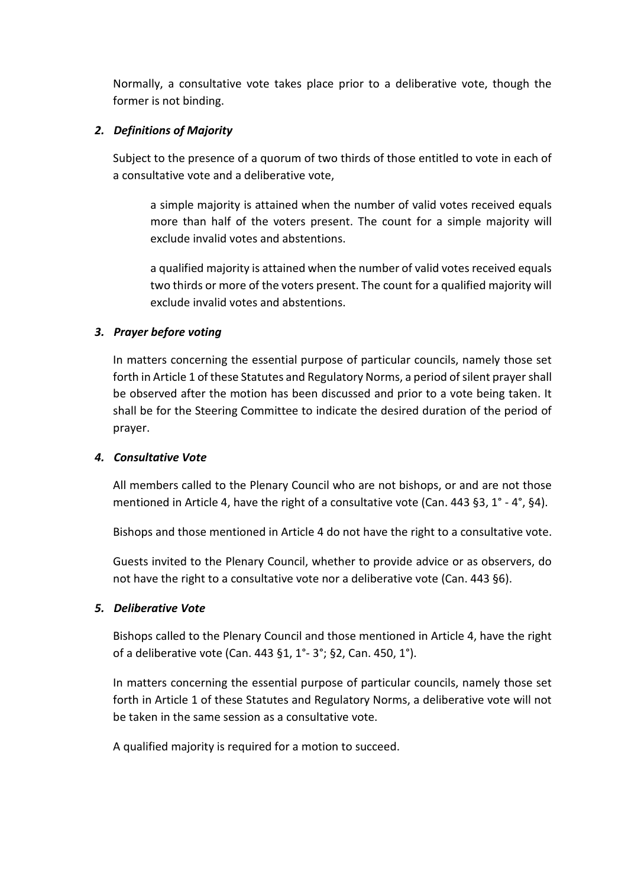Normally, a consultative vote takes place prior to a deliberative vote, though the former is not binding.

### *2. Definitions of Majority*

Subject to the presence of a quorum of two thirds of those entitled to vote in each of a consultative vote and a deliberative vote,

> a simple majority is attained when the number of valid votes received equals more than half of the voters present. The count for a simple majority will exclude invalid votes and abstentions.
>
> a qualified majority is attained when the number of valid votes received equals two thirds or more of the voters present. The count for a qualified majority will exclude invalid votes and abstentions.

### *3. Prayer before voting*

In matters concerning the essential purpose of particular councils, namely those set forth in Article 1 of these Statutes and Regulatory Norms, a period of silent prayer shall be observed after the motion has been discussed and prior to a vote being taken. It shall be for the Steering Committee to indicate the desired duration of the period of prayer.

### *4. Consultative Vote*

All members called to the Plenary Council who are not bishops, or and are not those mentioned in Article 4, have the right of a consultative vote (Can. 443 §3, 1° - 4°, §4).

Bishops and those mentioned in Article 4 do not have the right to a consultative vote.

Guests invited to the Plenary Council, whether to provide advice or as observers, do not have the right to a consultative vote nor a deliberative vote (Can. 443 §6).

### *5. Deliberative Vote*

Bishops called to the Plenary Council and those mentioned in Article 4, have the right of a deliberative vote (Can. 443 §1, 1°- 3°; §2, Can. 450, 1°).

In matters concerning the essential purpose of particular councils, namely those set forth in Article 1 of these Statutes and Regulatory Norms, a deliberative vote will not be taken in the same session as a consultative vote.

A qualified majority is required for a motion to succeed.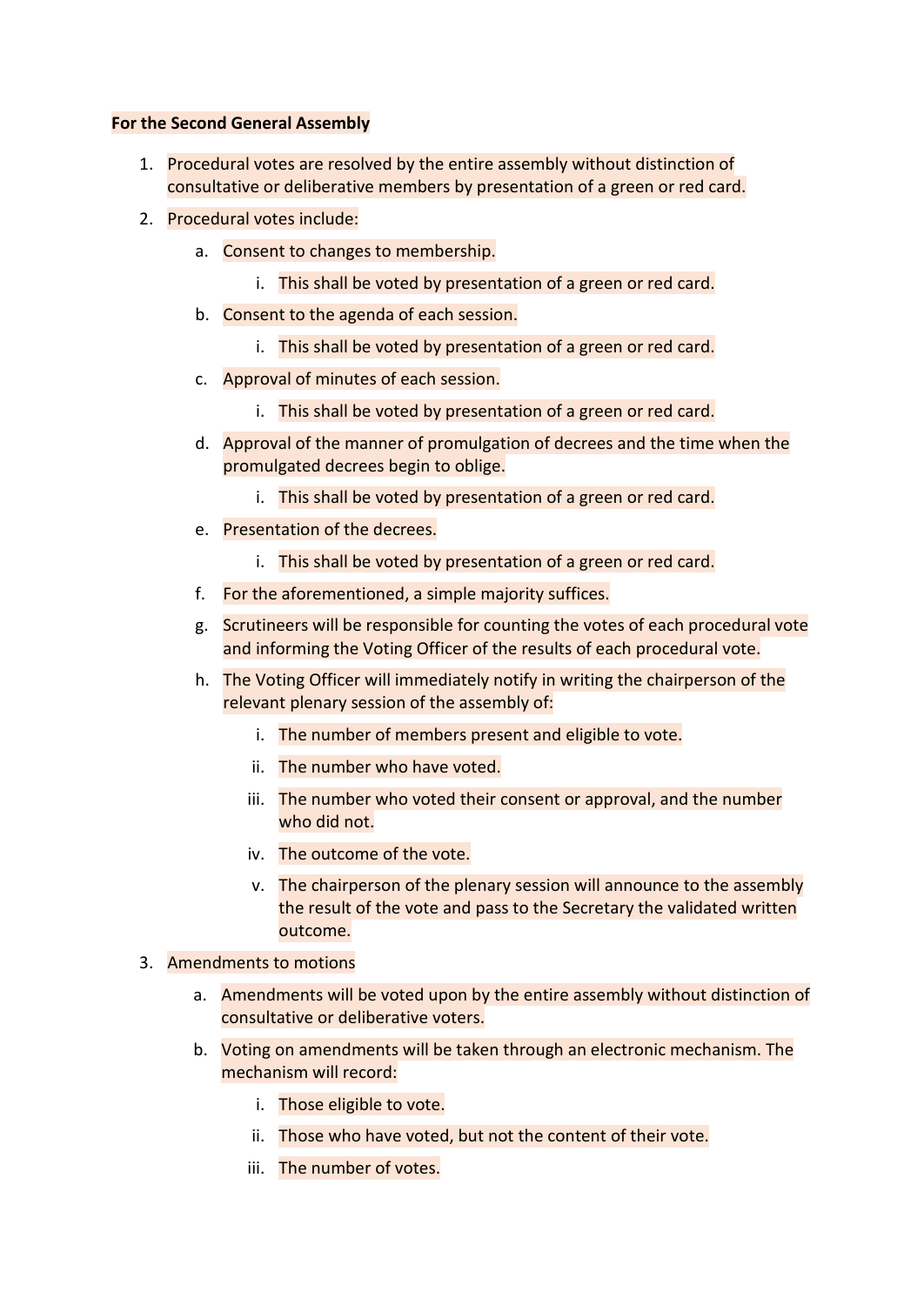**For the Second General Assembly**

1. Procedural votes are resolved by the entire assembly without distinction of consultative or deliberative members by presentation of a green or red card.
2. Procedural votes include:
    a. Consent to changes to membership.
        i. This shall be voted by presentation of a green or red card.
    b. Consent to the agenda of each session.
        i. This shall be voted by presentation of a green or red card.
    c. Approval of minutes of each session.
        i. This shall be voted by presentation of a green or red card.
    d. Approval of the manner of promulgation of decrees and the time when the promulgated decrees begin to oblige.
        i. This shall be voted by presentation of a green or red card.
    e. Presentation of the decrees.
        i. This shall be voted by presentation of a green or red card.
    f. For the aforementioned, a simple majority suffices.
    g. Scrutineers will be responsible for counting the votes of each procedural vote and informing the Voting Officer of the results of each procedural vote.
    h. The Voting Officer will immediately notify in writing the chairperson of the relevant plenary session of the assembly of:
        i. The number of members present and eligible to vote.
        ii. The number who have voted.
        iii. The number who voted their consent or approval, and the number who did not.
        iv. The outcome of the vote.
        v. The chairperson of the plenary session will announce to the assembly the result of the vote and pass to the Secretary the validated written outcome.
3. Amendments to motions
    a. Amendments will be voted upon by the entire assembly without distinction of consultative or deliberative voters.
    b. Voting on amendments will be taken through an electronic mechanism. The mechanism will record:
        i. Those eligible to vote.
        ii. Those who have voted, but not the content of their vote.
        iii. The number of votes.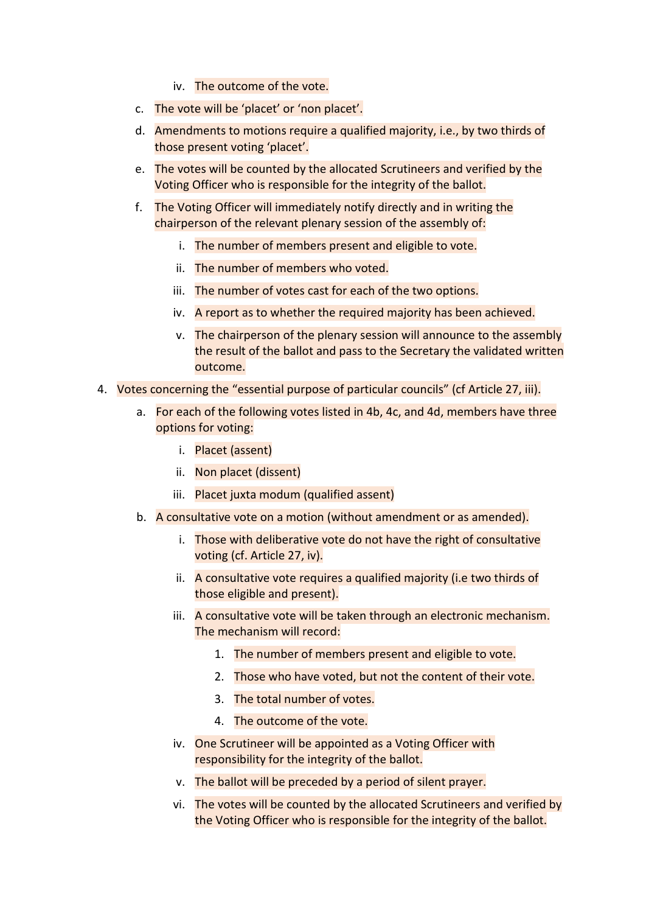iv. The outcome of the vote.

c. The vote will be 'placet' or 'non placet'.

d. Amendments to motions require a qualified majority, i.e., by two thirds of those present voting 'placet'.

e. The votes will be counted by the allocated Scrutineers and verified by the Voting Officer who is responsible for the integrity of the ballot.

f. The Voting Officer will immediately notify directly and in writing the chairperson of the relevant plenary session of the assembly of:

   i. The number of members present and eligible to vote.

   ii. The number of members who voted.

   iii. The number of votes cast for each of the two options.

   iv. A report as to whether the required majority has been achieved.

   v. The chairperson of the plenary session will announce to the assembly the result of the ballot and pass to the Secretary the validated written outcome.

4. Votes concerning the "essential purpose of particular councils" (cf Article 27, iii).

   a. For each of the following votes listed in 4b, 4c, and 4d, members have three options for voting:

      i. Placet (assent)

      ii. Non placet (dissent)

      iii. Placet juxta modum (qualified assent)

   b. A consultative vote on a motion (without amendment or as amended).

      i. Those with deliberative vote do not have the right of consultative voting (cf. Article 27, iv).

      ii. A consultative vote requires a qualified majority (i.e two thirds of those eligible and present).

      iii. A consultative vote will be taken through an electronic mechanism. The mechanism will record:

         1. The number of members present and eligible to vote.

         2. Those who have voted, but not the content of their vote.

         3. The total number of votes.

         4. The outcome of the vote.

      iv. One Scrutineer will be appointed as a Voting Officer with responsibility for the integrity of the ballot.

      v. The ballot will be preceded by a period of silent prayer.

      vi. The votes will be counted by the allocated Scrutineers and verified by the Voting Officer who is responsible for the integrity of the ballot.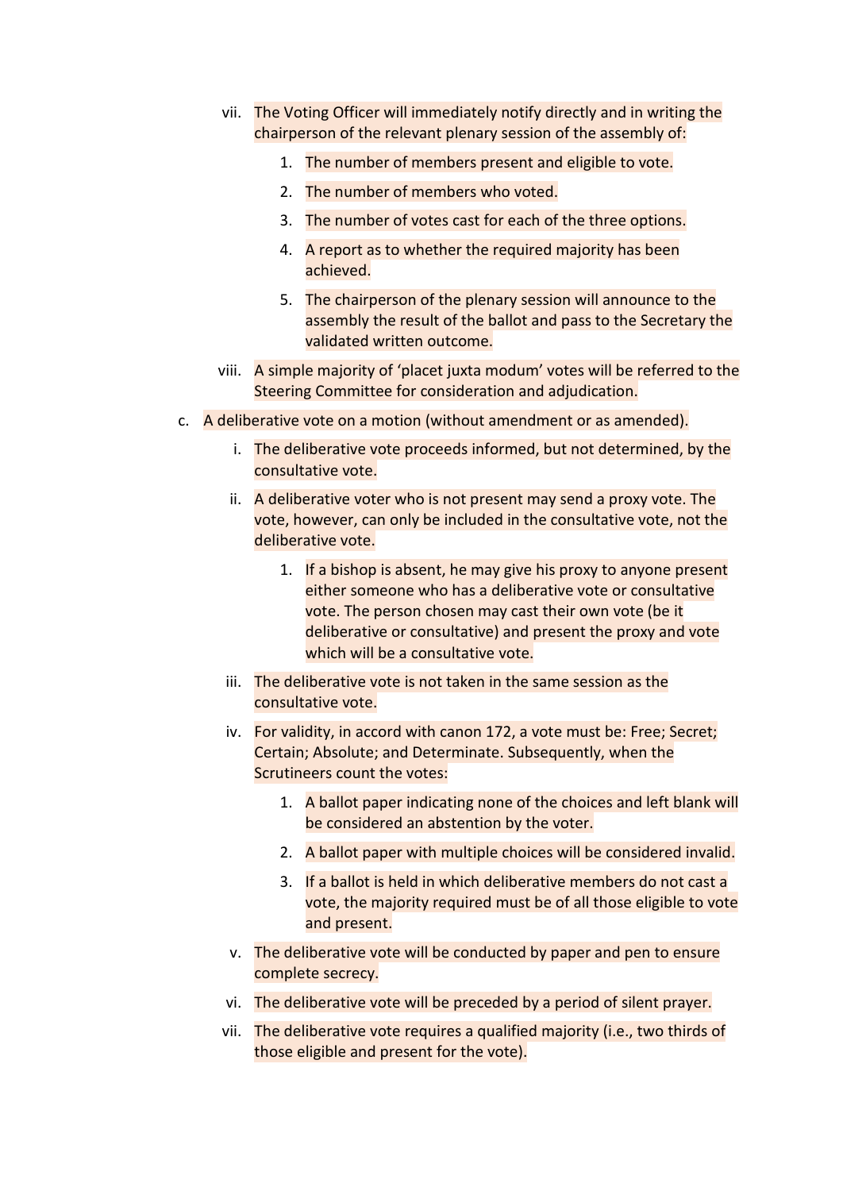vii. The Voting Officer will immediately notify directly and in writing the chairperson of the relevant plenary session of the assembly of:

    1. The number of members present and eligible to vote.
    2. The number of members who voted.
    3. The number of votes cast for each of the three options.
    4. A report as to whether the required majority has been achieved.
    5. The chairperson of the plenary session will announce to the assembly the result of the ballot and pass to the Secretary the validated written outcome.

viii. A simple majority of 'placet juxta modum' votes will be referred to the Steering Committee for consideration and adjudication.

c. A deliberative vote on a motion (without amendment or as amended).

i. The deliberative vote proceeds informed, but not determined, by the consultative vote.

ii. A deliberative voter who is not present may send a proxy vote. The vote, however, can only be included in the consultative vote, not the deliberative vote.

    1. If a bishop is absent, he may give his proxy to anyone present either someone who has a deliberative vote or consultative vote. The person chosen may cast their own vote (be it deliberative or consultative) and present the proxy and vote which will be a consultative vote.

iii. The deliberative vote is not taken in the same session as the consultative vote.

iv. For validity, in accord with canon 172, a vote must be: Free; Secret; Certain; Absolute; and Determinate. Subsequently, when the Scrutineers count the votes:

    1. A ballot paper indicating none of the choices and left blank will be considered an abstention by the voter.
    2. A ballot paper with multiple choices will be considered invalid.
    3. If a ballot is held in which deliberative members do not cast a vote, the majority required must be of all those eligible to vote and present.

v. The deliberative vote will be conducted by paper and pen to ensure complete secrecy.

vi. The deliberative vote will be preceded by a period of silent prayer.

vii. The deliberative vote requires a qualified majority (i.e., two thirds of those eligible and present for the vote).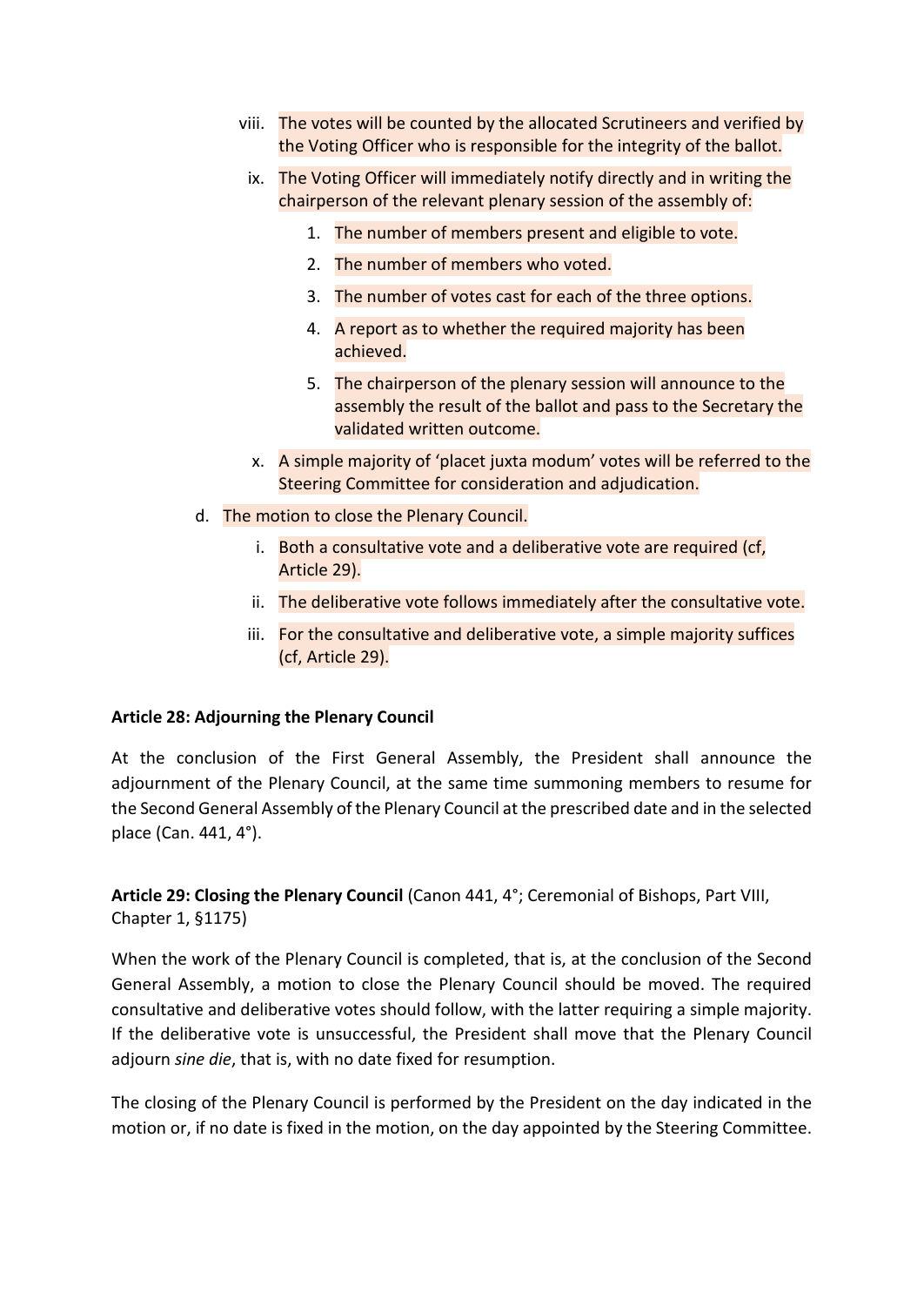viii. The votes will be counted by the allocated Scrutineers and verified by the Voting Officer who is responsible for the integrity of the ballot.

ix. The Voting Officer will immediately notify directly and in writing the chairperson of the relevant plenary session of the assembly of:

1. The number of members present and eligible to vote.
2. The number of members who voted.
3. The number of votes cast for each of the three options.
4. A report as to whether the required majority has been achieved.
5. The chairperson of the plenary session will announce to the assembly the result of the ballot and pass to the Secretary the validated written outcome.

x. A simple majority of 'placet juxta modum' votes will be referred to the Steering Committee for consideration and adjudication.

d. The motion to close the Plenary Council.

i. Both a consultative vote and a deliberative vote are required (cf, Article 29).

ii. The deliberative vote follows immediately after the consultative vote.

iii. For the consultative and deliberative vote, a simple majority suffices (cf, Article 29).

**Article 28: Adjourning the Plenary Council**

At the conclusion of the First General Assembly, the President shall announce the adjournment of the Plenary Council, at the same time summoning members to resume for the Second General Assembly of the Plenary Council at the prescribed date and in the selected place (Can. 441, 4°).

**Article 29: Closing the Plenary Council** (Canon 441, 4°; Ceremonial of Bishops, Part VIII, Chapter 1, §1175)

When the work of the Plenary Council is completed, that is, at the conclusion of the Second General Assembly, a motion to close the Plenary Council should be moved. The required consultative and deliberative votes should follow, with the latter requiring a simple majority. If the deliberative vote is unsuccessful, the President shall move that the Plenary Council adjourn *sine die*, that is, with no date fixed for resumption.

The closing of the Plenary Council is performed by the President on the day indicated in the motion or, if no date is fixed in the motion, on the day appointed by the Steering Committee.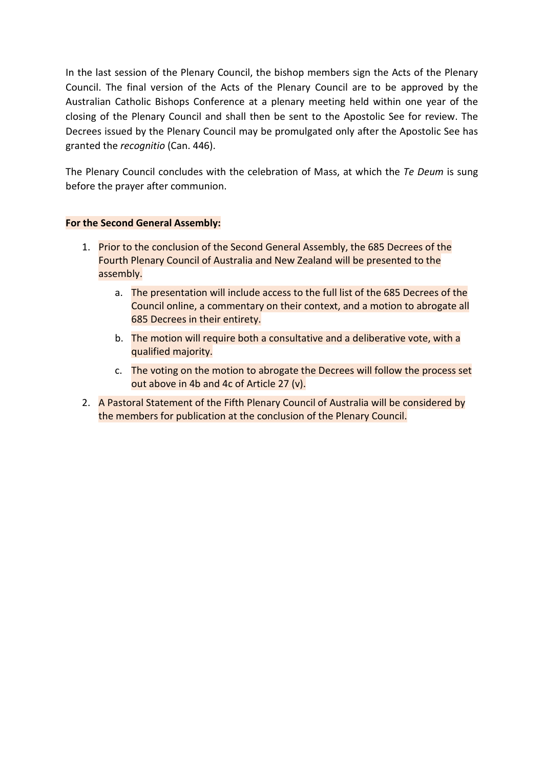In the last session of the Plenary Council, the bishop members sign the Acts of the Plenary Council. The final version of the Acts of the Plenary Council are to be approved by the Australian Catholic Bishops Conference at a plenary meeting held within one year of the closing of the Plenary Council and shall then be sent to the Apostolic See for review. The Decrees issued by the Plenary Council may be promulgated only after the Apostolic See has granted the *recognitio* (Can. 446).

The Plenary Council concludes with the celebration of Mass, at which the *Te Deum* is sung before the prayer after communion.

**For the Second General Assembly:**

1. Prior to the conclusion of the Second General Assembly, the 685 Decrees of the Fourth Plenary Council of Australia and New Zealand will be presented to the assembly.
   a. The presentation will include access to the full list of the 685 Decrees of the Council online, a commentary on their context, and a motion to abrogate all 685 Decrees in their entirety.
   b. The motion will require both a consultative and a deliberative vote, with a qualified majority.
   c. The voting on the motion to abrogate the Decrees will follow the process set out above in 4b and 4c of Article 27 (v).
2. A Pastoral Statement of the Fifth Plenary Council of Australia will be considered by the members for publication at the conclusion of the Plenary Council.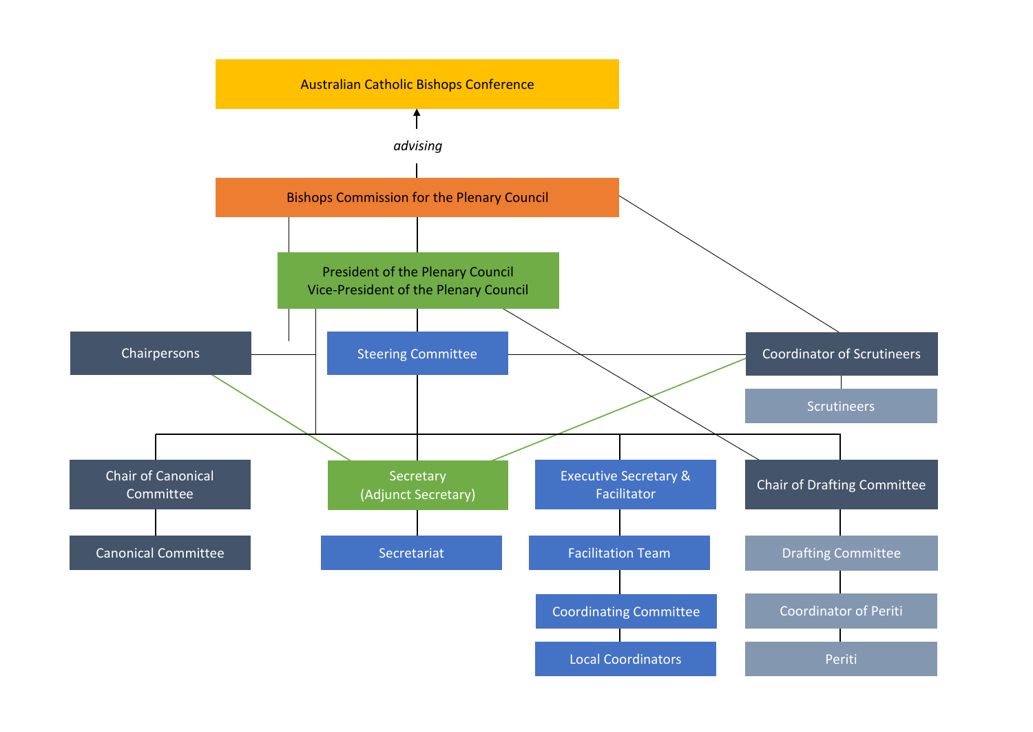Australian Catholic Bishops Conference

*advising*

Bishops Commission for the Plenary Council

President of the Plenary Council
Vice-President of the Plenary Council

Chairpersons

Steering Committee

Coordinator of Scrutineers

Scrutineers

Chair of Canonical Committee

Canonical Committee

Secretary
(Adjunct Secretary)

Secretariat

Executive Secretary & Facilitator

Facilitation Team

Coordinating Committee

Local Coordinators

Chair of Drafting Committee

Drafting Committee

Coordinator of Periti

Periti